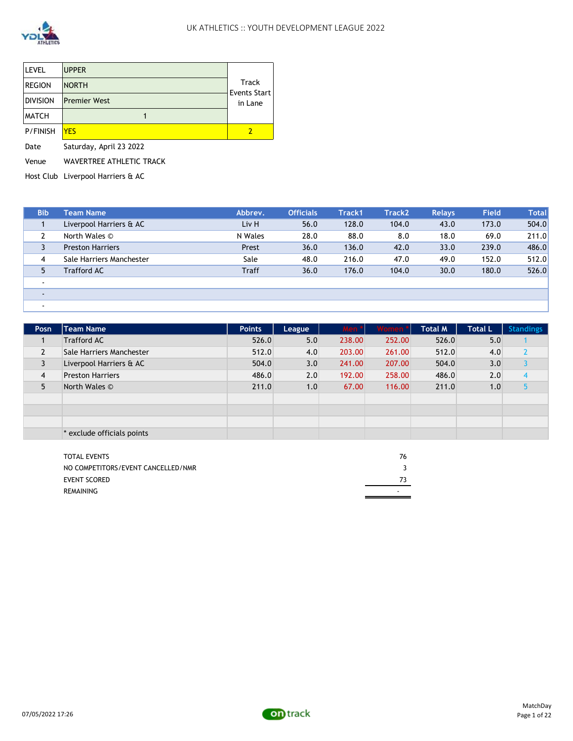# UK ATHLETICS :: YOUTH DEVELOPMENT LEAGUE 2022

| | | |
|---|---|---|
| LEVEL | UPPER | Track Events Start in Lane |
| REGION | NORTH | |
| DIVISION | Premier West | |
| MATCH | 1 | |
| P/FINISH | YES | 2 |

Date: Saturday, April 23 2022

Venue: WAVERTREE ATHLETIC TRACK

Host Club: Liverpool Harriers & AC

| Bib | Team Name | Abbrev. | Officials | Track1 | Track2 | Relays | Field | Total |
|---|---|---|---|---|---|---|---|---|
| 1 | Liverpool Harriers & AC | Liv H | 56.0 | 128.0 | 104.0 | 43.0 | 173.0 | 504.0 |
| 2 | North Wales © | N Wales | 28.0 | 88.0 | 8.0 | 18.0 | 69.0 | 211.0 |
| 3 | Preston Harriers | Prest | 36.0 | 136.0 | 42.0 | 33.0 | 239.0 | 486.0 |
| 4 | Sale Harriers Manchester | Sale | 48.0 | 216.0 | 47.0 | 49.0 | 152.0 | 512.0 |
| 5 | Trafford AC | Traff | 36.0 | 176.0 | 104.0 | 30.0 | 180.0 | 526.0 |
| - | | | | | | | | |
| - | | | | | | | | |
| - | | | | | | | | |

| Posn | Team Name | Points | League | Men * | Women * | Total M | Total L | Standings |
|---|---|---|---|---|---|---|---|---|
| 1 | Trafford AC | 526.0 | 5.0 | 238.00 | 252.00 | 526.0 | 5.0 | 1 |
| 2 | Sale Harriers Manchester | 512.0 | 4.0 | 203.00 | 261.00 | 512.0 | 4.0 | 2 |
| 3 | Liverpool Harriers & AC | 504.0 | 3.0 | 241.00 | 207.00 | 504.0 | 3.0 | 3 |
| 4 | Preston Harriers | 486.0 | 2.0 | 192.00 | 258.00 | 486.0 | 2.0 | 4 |
| 5 | North Wales © | 211.0 | 1.0 | 67.00 | 116.00 | 211.0 | 1.0 | 5 |
| | | | | | | | | |
| | | | | | | | | |
| | | | | | | | | |
| | * exclude officials points | | | | | | | |

| | |
|---|---|
| TOTAL EVENTS | 76 |
| NO COMPETITORS/EVENT CANCELLED/NMR | 3 |
| EVENT SCORED | 73 |
| REMAINING | - |

07/05/2022 17:26

MatchDay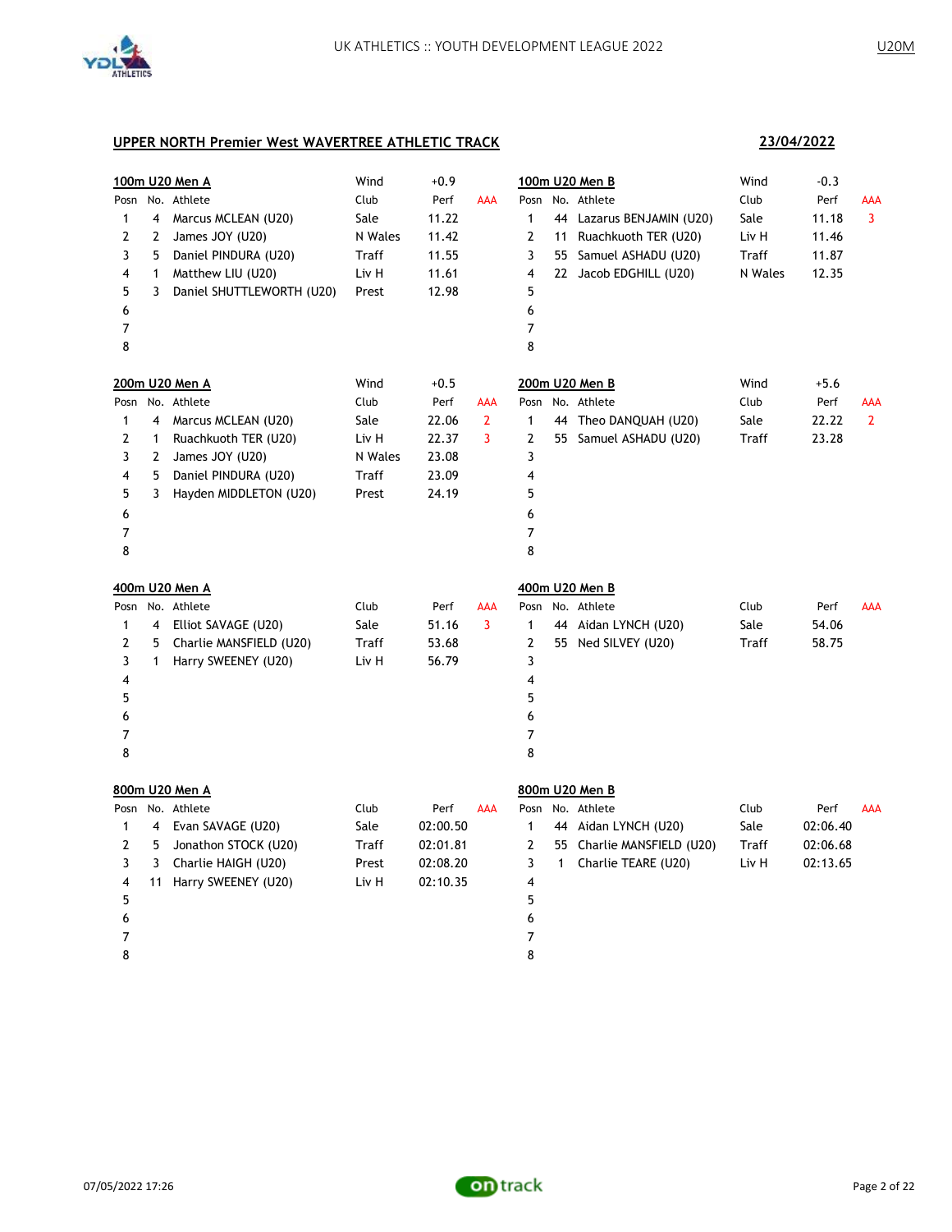## UPPER NORTH Premier West WAVERTREE ATHLETIC TRACK

**23/04/2022**

### 100m U20 Men A

Wind +0.9

| Posn | No. | Athlete | Club | Perf | AAA |
|---|---|---|---|---|---|
| 1 | 4 | Marcus MCLEAN (U20) | Sale | 11.22 | |
| 2 | 2 | James JOY (U20) | N Wales | 11.42 | |
| 3 | 5 | Daniel PINDURA (U20) | Traff | 11.55 | |
| 4 | 1 | Matthew LIU (U20) | Liv H | 11.61 | |
| 5 | 3 | Daniel SHUTTLEWORTH (U20) | Prest | 12.98 | |
| 6 | | | | | |
| 7 | | | | | |
| 8 | | | | | |

### 100m U20 Men B

Wind -0.3

| Posn | No. | Athlete | Club | Perf | AAA |
|---|---|---|---|---|---|
| 1 | 44 | Lazarus BENJAMIN (U20) | Sale | 11.18 | 3 |
| 2 | 11 | Ruachkuoth TER (U20) | Liv H | 11.46 | |
| 3 | 55 | Samuel ASHADU (U20) | Traff | 11.87 | |
| 4 | 22 | Jacob EDGHILL (U20) | N Wales | 12.35 | |
| 5 | | | | | |
| 6 | | | | | |
| 7 | | | | | |
| 8 | | | | | |

### 200m U20 Men A

Wind +0.5

| Posn | No. | Athlete | Club | Perf | AAA |
|---|---|---|---|---|---|
| 1 | 4 | Marcus MCLEAN (U20) | Sale | 22.06 | 2 |
| 2 | 1 | Ruachkuoth TER (U20) | Liv H | 22.37 | 3 |
| 3 | 2 | James JOY (U20) | N Wales | 23.08 | |
| 4 | 5 | Daniel PINDURA (U20) | Traff | 23.09 | |
| 5 | 3 | Hayden MIDDLETON (U20) | Prest | 24.19 | |
| 6 | | | | | |
| 7 | | | | | |
| 8 | | | | | |

### 200m U20 Men B

Wind +5.6

| Posn | No. | Athlete | Club | Perf | AAA |
|---|---|---|---|---|---|
| 1 | 44 | Theo DANQUAH (U20) | Sale | 22.22 | 2 |
| 2 | 55 | Samuel ASHADU (U20) | Traff | 23.28 | |
| 3 | | | | | |
| 4 | | | | | |
| 5 | | | | | |
| 6 | | | | | |
| 7 | | | | | |
| 8 | | | | | |

### 400m U20 Men A

| Posn | No. | Athlete | Club | Perf | AAA |
|---|---|---|---|---|---|
| 1 | 4 | Elliot SAVAGE (U20) | Sale | 51.16 | 3 |
| 2 | 5 | Charlie MANSFIELD (U20) | Traff | 53.68 | |
| 3 | 1 | Harry SWEENEY (U20) | Liv H | 56.79 | |
| 4 | | | | | |
| 5 | | | | | |
| 6 | | | | | |
| 7 | | | | | |
| 8 | | | | | |

### 400m U20 Men B

| Posn | No. | Athlete | Club | Perf | AAA |
|---|---|---|---|---|---|
| 1 | 44 | Aidan LYNCH (U20) | Sale | 54.06 | |
| 2 | 55 | Ned SILVEY (U20) | Traff | 58.75 | |
| 3 | | | | | |
| 4 | | | | | |
| 5 | | | | | |
| 6 | | | | | |
| 7 | | | | | |
| 8 | | | | | |

### 800m U20 Men A

| Posn | No. | Athlete | Club | Perf | AAA |
|---|---|---|---|---|---|
| 1 | 4 | Evan SAVAGE (U20) | Sale | 02:00.50 | |
| 2 | 5 | Jonathon STOCK (U20) | Traff | 02:01.81 | |
| 3 | 3 | Charlie HAIGH (U20) | Prest | 02:08.20 | |
| 4 | 11 | Harry SWEENEY (U20) | Liv H | 02:10.35 | |
| 5 | | | | | |
| 6 | | | | | |
| 7 | | | | | |
| 8 | | | | | |

### 800m U20 Men B

| Posn | No. | Athlete | Club | Perf | AAA |
|---|---|---|---|---|---|
| 1 | 44 | Aidan LYNCH (U20) | Sale | 02:06.40 | |
| 2 | 55 | Charlie MANSFIELD (U20) | Traff | 02:06.68 | |
| 3 | 1 | Charlie TEARE (U20) | Liv H | 02:13.65 | |
| 4 | | | | | |
| 5 | | | | | |
| 6 | | | | | |
| 7 | | | | | |
| 8 | | | | | |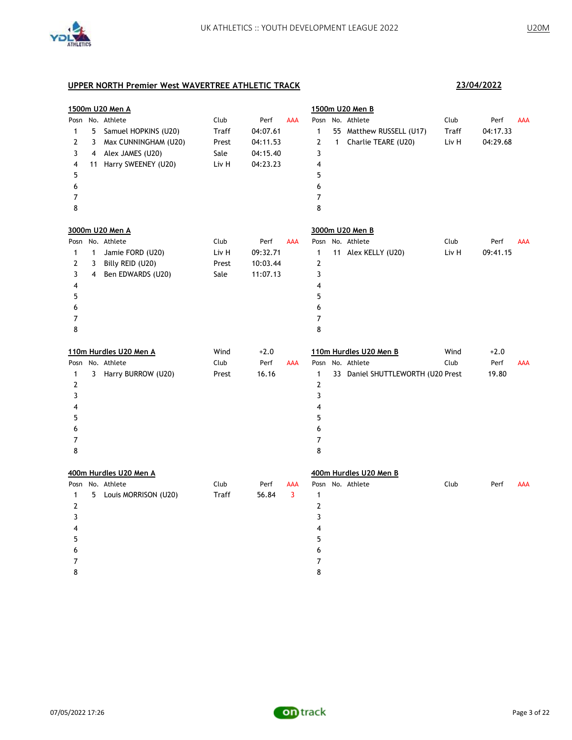## UPPER NORTH Premier West WAVERTREE ATHLETIC TRACK

**23/04/2022**

### 1500m U20 Men A

| Posn | No. | Athlete | Club | Perf | AAA |
|---|---|---|---|---|---|
| 1 | 5 | Samuel HOPKINS (U20) | Traff | 04:07.61 | |
| 2 | 3 | Max CUNNINGHAM (U20) | Prest | 04:11.53 | |
| 3 | 4 | Alex JAMES (U20) | Sale | 04:15.40 | |
| 4 | 11 | Harry SWEENEY (U20) | Liv H | 04:23.23 | |
| 5 | | | | | |
| 6 | | | | | |
| 7 | | | | | |
| 8 | | | | | |

### 1500m U20 Men B

| Posn | No. | Athlete | Club | Perf | AAA |
|---|---|---|---|---|---|
| 1 | 55 | Matthew RUSSELL (U17) | Traff | 04:17.33 | |
| 2 | 1 | Charlie TEARE (U20) | Liv H | 04:29.68 | |
| 3 | | | | | |
| 4 | | | | | |
| 5 | | | | | |
| 6 | | | | | |
| 7 | | | | | |
| 8 | | | | | |

### 3000m U20 Men A

| Posn | No. | Athlete | Club | Perf | AAA |
|---|---|---|---|---|---|
| 1 | 1 | Jamie FORD (U20) | Liv H | 09:32.71 | |
| 2 | 3 | Billy REID (U20) | Prest | 10:03.44 | |
| 3 | 4 | Ben EDWARDS (U20) | Sale | 11:07.13 | |
| 4 | | | | | |
| 5 | | | | | |
| 6 | | | | | |
| 7 | | | | | |
| 8 | | | | | |

### 3000m U20 Men B

| Posn | No. | Athlete | Club | Perf | AAA |
|---|---|---|---|---|---|
| 1 | 11 | Alex KELLY (U20) | Liv H | 09:41.15 | |
| 2 | | | | | |
| 3 | | | | | |
| 4 | | | | | |
| 5 | | | | | |
| 6 | | | | | |
| 7 | | | | | |
| 8 | | | | | |

### 110m Hurdles U20 Men A

Wind +2.0

| Posn | No. | Athlete | Club | Perf | AAA |
|---|---|---|---|---|---|
| 1 | 3 | Harry BURROW (U20) | Prest | 16.16 | |
| 2 | | | | | |
| 3 | | | | | |
| 4 | | | | | |
| 5 | | | | | |
| 6 | | | | | |
| 7 | | | | | |
| 8 | | | | | |

### 110m Hurdles U20 Men B

Wind +2.0

| Posn | No. | Athlete | Club | Perf | AAA |
|---|---|---|---|---|---|
| 1 | 33 | Daniel SHUTTLEWORTH (U20 | Prest | 19.80 | |
| 2 | | | | | |
| 3 | | | | | |
| 4 | | | | | |
| 5 | | | | | |
| 6 | | | | | |
| 7 | | | | | |
| 8 | | | | | |

### 400m Hurdles U20 Men A

| Posn | No. | Athlete | Club | Perf | AAA |
|---|---|---|---|---|---|
| 1 | 5 | Louis MORRISON (U20) | Traff | 56.84 | 3 |
| 2 | | | | | |
| 3 | | | | | |
| 4 | | | | | |
| 5 | | | | | |
| 6 | | | | | |
| 7 | | | | | |
| 8 | | | | | |

### 400m Hurdles U20 Men B

| Posn | No. | Athlete | Club | Perf | AAA |
|---|---|---|---|---|---|
| 1 | | | | | |
| 2 | | | | | |
| 3 | | | | | |
| 4 | | | | | |
| 5 | | | | | |
| 6 | | | | | |
| 7 | | | | | |
| 8 | | | | | |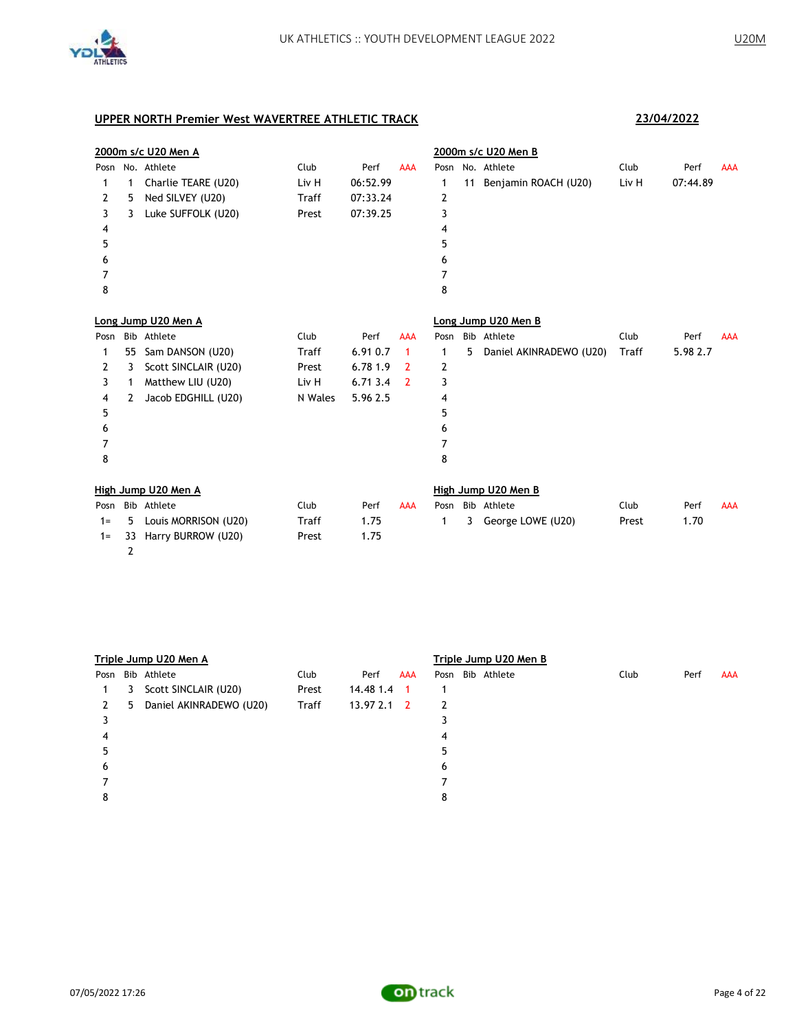## UPPER NORTH Premier West WAVERTREE ATHLETIC TRACK

**23/04/2022**

### 2000m s/c U20 Men A

| Posn | No. | Athlete | Club | Perf | AAA |
|---|---|---|---|---|---|
| 1 | 1 | Charlie TEARE (U20) | Liv H | 06:52.99 | |
| 2 | 5 | Ned SILVEY (U20) | Traff | 07:33.24 | |
| 3 | 3 | Luke SUFFOLK (U20) | Prest | 07:39.25 | |
| 4 | | | | | |
| 5 | | | | | |
| 6 | | | | | |
| 7 | | | | | |
| 8 | | | | | |

### 2000m s/c U20 Men B

| Posn | No. | Athlete | Club | Perf | AAA |
|---|---|---|---|---|---|
| 1 | 11 | Benjamin ROACH (U20) | Liv H | 07:44.89 | |
| 2 | | | | | |
| 3 | | | | | |
| 4 | | | | | |
| 5 | | | | | |
| 6 | | | | | |
| 7 | | | | | |
| 8 | | | | | |

### Long Jump U20 Men A

| Posn | Bib | Athlete | Club | Perf | AAA |
|---|---|---|---|---|---|
| 1 | 55 | Sam DANSON (U20) | Traff | 6.91 0.7 | 1 |
| 2 | 3 | Scott SINCLAIR (U20) | Prest | 6.78 1.9 | 2 |
| 3 | 1 | Matthew LIU (U20) | Liv H | 6.71 3.4 | 2 |
| 4 | 2 | Jacob EDGHILL (U20) | N Wales | 5.96 2.5 | |
| 5 | | | | | |
| 6 | | | | | |
| 7 | | | | | |
| 8 | | | | | |

### Long Jump U20 Men B

| Posn | Bib | Athlete | Club | Perf | AAA |
|---|---|---|---|---|---|
| 1 | 5 | Daniel AKINRADEWO (U20) | Traff | 5.98 2.7 | |
| 2 | | | | | |
| 3 | | | | | |
| 4 | | | | | |
| 5 | | | | | |
| 6 | | | | | |
| 7 | | | | | |
| 8 | | | | | |

### High Jump U20 Men A

| Posn | Bib | Athlete | Club | Perf | AAA |
|---|---|---|---|---|---|
| 1= | 5 | Louis MORRISON (U20) | Traff | 1.75 | |
| 1= | 33 | Harry BURROW (U20) | Prest | 1.75 | |
| | 2 | | | | |

### High Jump U20 Men B

| Posn | Bib | Athlete | Club | Perf | AAA |
|---|---|---|---|---|---|
| 1 | 3 | George LOWE (U20) | Prest | 1.70 | |

### Triple Jump U20 Men A

| Posn | Bib | Athlete | Club | Perf | AAA |
|---|---|---|---|---|---|
| 1 | 3 | Scott SINCLAIR (U20) | Prest | 14.48 1.4 | 1 |
| 2 | 5 | Daniel AKINRADEWO (U20) | Traff | 13.97 2.1 | 2 |
| 3 | | | | | |
| 4 | | | | | |
| 5 | | | | | |
| 6 | | | | | |
| 7 | | | | | |
| 8 | | | | | |

### Triple Jump U20 Men B

| Posn | Bib | Athlete | Club | Perf | AAA |
|---|---|---|---|---|---|
| 1 | | | | | |
| 2 | | | | | |
| 3 | | | | | |
| 4 | | | | | |
| 5 | | | | | |
| 6 | | | | | |
| 7 | | | | | |
| 8 | | | | | |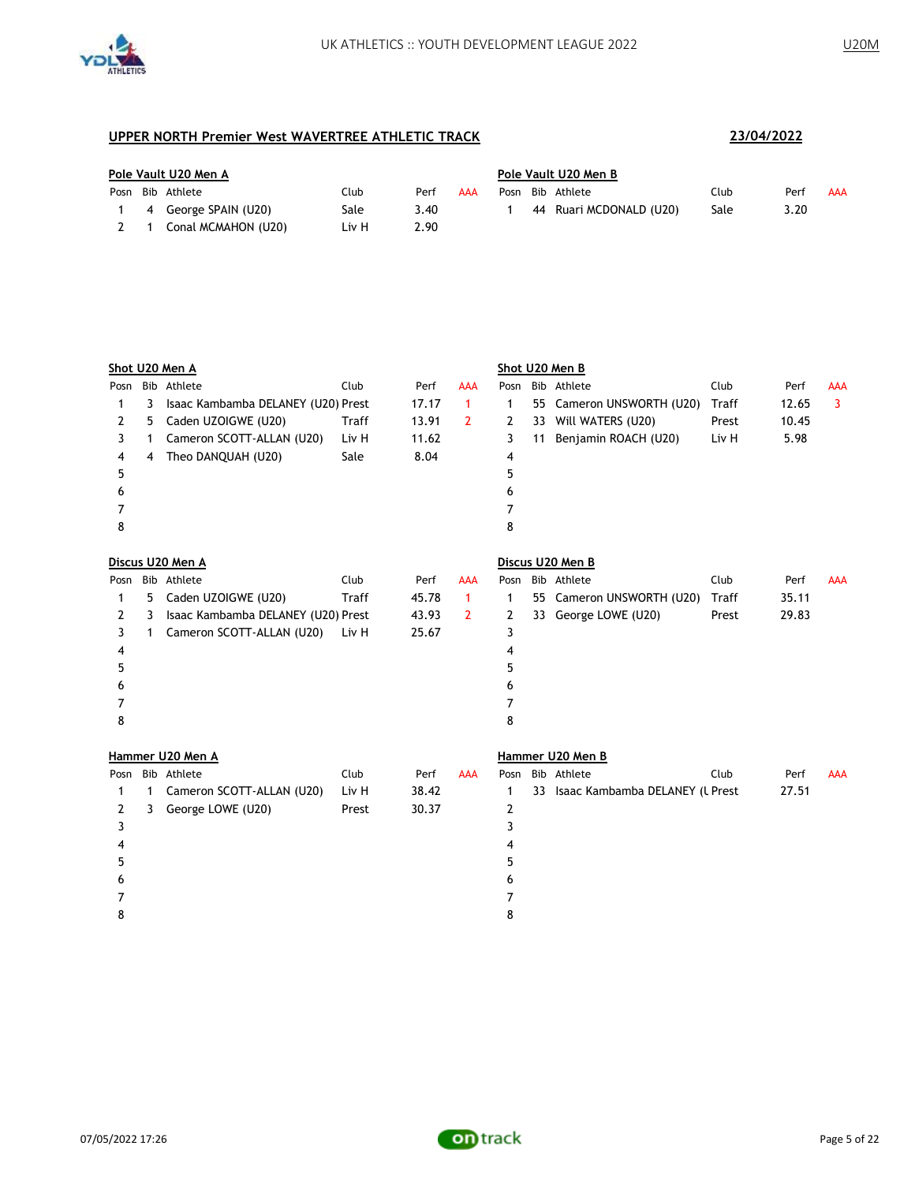## UPPER NORTH Premier West WAVERTREE ATHLETIC TRACK

**23/04/2022**

### Pole Vault U20 Men A

| Posn | Bib | Athlete | Club | Perf | AAA |
|---|---|---|---|---|---|
| 1 | 4 | George SPAIN (U20) | Sale | 3.40 | |
| 2 | 1 | Conal MCMAHON (U20) | Liv H | 2.90 | |

### Pole Vault U20 Men B

| Posn | Bib | Athlete | Club | Perf | AAA |
|---|---|---|---|---|---|
| 1 | 44 | Ruari MCDONALD (U20) | Sale | 3.20 | |

### Shot U20 Men A

| Posn | Bib | Athlete | Club | Perf | AAA |
|---|---|---|---|---|---|
| 1 | 3 | Isaac Kambamba DELANEY (U20) | Prest | 17.17 | 1 |
| 2 | 5 | Caden UZOIGWE (U20) | Traff | 13.91 | 2 |
| 3 | 1 | Cameron SCOTT-ALLAN (U20) | Liv H | 11.62 | |
| 4 | 4 | Theo DANQUAH (U20) | Sale | 8.04 | |
| 5 | | | | | |
| 6 | | | | | |
| 7 | | | | | |
| 8 | | | | | |

### Shot U20 Men B

| Posn | Bib | Athlete | Club | Perf | AAA |
|---|---|---|---|---|---|
| 1 | 55 | Cameron UNSWORTH (U20) | Traff | 12.65 | 3 |
| 2 | 33 | Will WATERS (U20) | Prest | 10.45 | |
| 3 | 11 | Benjamin ROACH (U20) | Liv H | 5.98 | |
| 4 | | | | | |
| 5 | | | | | |
| 6 | | | | | |
| 7 | | | | | |
| 8 | | | | | |

### Discus U20 Men A

| Posn | Bib | Athlete | Club | Perf | AAA |
|---|---|---|---|---|---|
| 1 | 5 | Caden UZOIGWE (U20) | Traff | 45.78 | 1 |
| 2 | 3 | Isaac Kambamba DELANEY (U20) | Prest | 43.93 | 2 |
| 3 | 1 | Cameron SCOTT-ALLAN (U20) | Liv H | 25.67 | |
| 4 | | | | | |
| 5 | | | | | |
| 6 | | | | | |
| 7 | | | | | |
| 8 | | | | | |

### Discus U20 Men B

| Posn | Bib | Athlete | Club | Perf | AAA |
|---|---|---|---|---|---|
| 1 | 55 | Cameron UNSWORTH (U20) | Traff | 35.11 | |
| 2 | 33 | George LOWE (U20) | Prest | 29.83 | |
| 3 | | | | | |
| 4 | | | | | |
| 5 | | | | | |
| 6 | | | | | |
| 7 | | | | | |
| 8 | | | | | |

### Hammer U20 Men A

| Posn | Bib | Athlete | Club | Perf | AAA |
|---|---|---|---|---|---|
| 1 | 1 | Cameron SCOTT-ALLAN (U20) | Liv H | 38.42 | |
| 2 | 3 | George LOWE (U20) | Prest | 30.37 | |
| 3 | | | | | |
| 4 | | | | | |
| 5 | | | | | |
| 6 | | | | | |
| 7 | | | | | |
| 8 | | | | | |

### Hammer U20 Men B

| Posn | Bib | Athlete | Club | Perf | AAA |
|---|---|---|---|---|---|
| 1 | 33 | Isaac Kambamba DELANEY (U | Prest | 27.51 | |
| 2 | | | | | |
| 3 | | | | | |
| 4 | | | | | |
| 5 | | | | | |
| 6 | | | | | |
| 7 | | | | | |
| 8 | | | | | |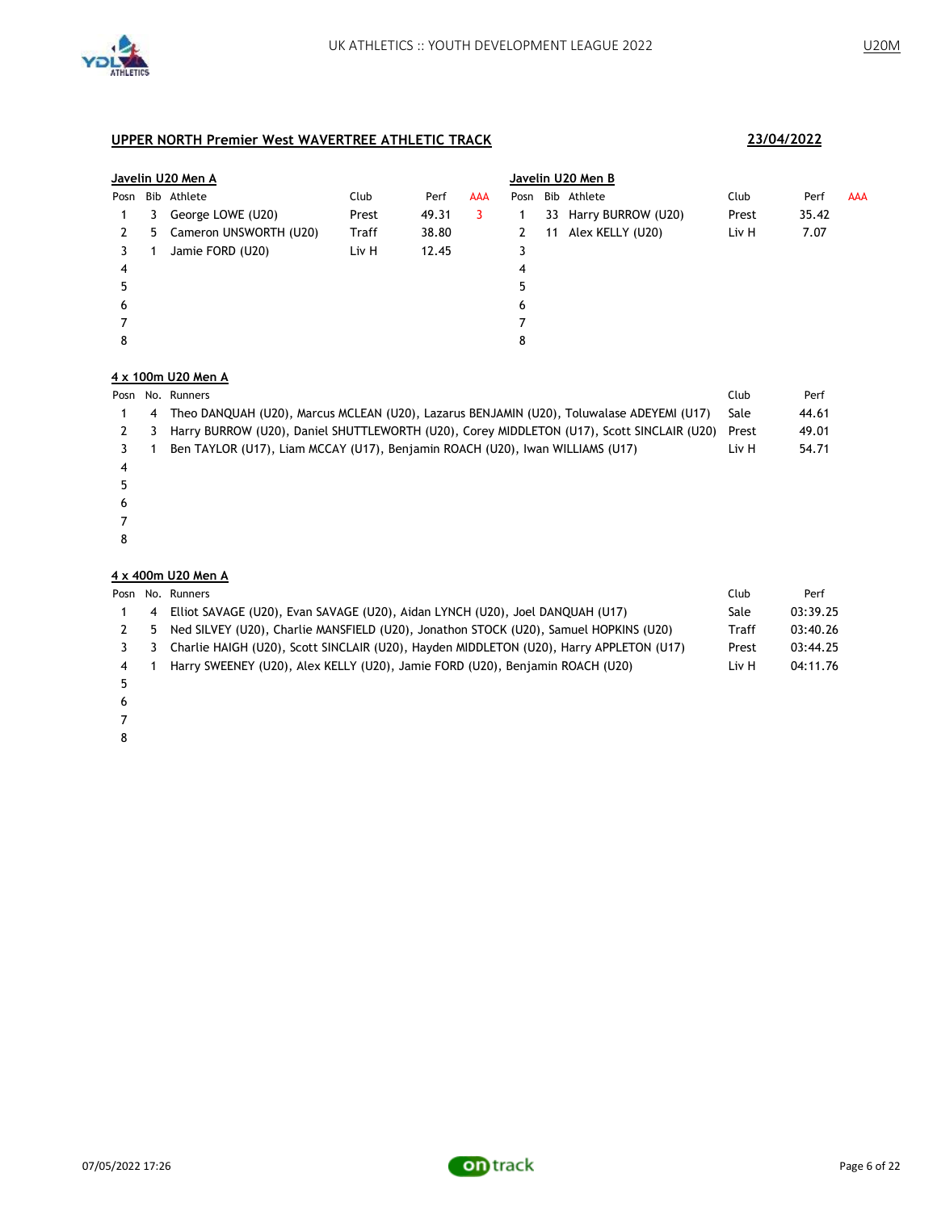## UPPER NORTH Premier West WAVERTREE ATHLETIC TRACK

**23/04/2022**

### Javelin U20 Men A

| Posn | Bib | Athlete | Club | Perf | AAA |
|---|---|---|---|---|---|
| 1 | 3 | George LOWE (U20) | Prest | 49.31 | 3 |
| 2 | 5 | Cameron UNSWORTH (U20) | Traff | 38.80 | |
| 3 | 1 | Jamie FORD (U20) | Liv H | 12.45 | |
| 4 | | | | | |
| 5 | | | | | |
| 6 | | | | | |
| 7 | | | | | |
| 8 | | | | | |

### Javelin U20 Men B

| Posn | Bib | Athlete | Club | Perf | AAA |
|---|---|---|---|---|---|
| 1 | 33 | Harry BURROW (U20) | Prest | 35.42 | |
| 2 | 11 | Alex KELLY (U20) | Liv H | 7.07 | |
| 3 | | | | | |
| 4 | | | | | |
| 5 | | | | | |
| 6 | | | | | |
| 7 | | | | | |
| 8 | | | | | |

### 4 x 100m U20 Men A

| Posn | No. | Runners | Club | Perf |
|---|---|---|---|---|
| 1 | 4 | Theo DANQUAH (U20), Marcus MCLEAN (U20), Lazarus BENJAMIN (U20), Toluwalase ADEYEMI (U17) | Sale | 44.61 |
| 2 | 3 | Harry BURROW (U20), Daniel SHUTTLEWORTH (U20), Corey MIDDLETON (U17), Scott SINCLAIR (U20) | Prest | 49.01 |
| 3 | 1 | Ben TAYLOR (U17), Liam MCCAY (U17), Benjamin ROACH (U20), Iwan WILLIAMS (U17) | Liv H | 54.71 |
| 4 | | | | |
| 5 | | | | |
| 6 | | | | |
| 7 | | | | |
| 8 | | | | |

### 4 x 400m U20 Men A

| Posn | No. | Runners | Club | Perf |
|---|---|---|---|---|
| 1 | 4 | Elliot SAVAGE (U20), Evan SAVAGE (U20), Aidan LYNCH (U20), Joel DANQUAH (U17) | Sale | 03:39.25 |
| 2 | 5 | Ned SILVEY (U20), Charlie MANSFIELD (U20), Jonathon STOCK (U20), Samuel HOPKINS (U20) | Traff | 03:40.26 |
| 3 | 3 | Charlie HAIGH (U20), Scott SINCLAIR (U20), Hayden MIDDLETON (U20), Harry APPLETON (U17) | Prest | 03:44.25 |
| 4 | 1 | Harry SWEENEY (U20), Alex KELLY (U20), Jamie FORD (U20), Benjamin ROACH (U20) | Liv H | 04:11.76 |
| 5 | | | | |
| 6 | | | | |
| 7 | | | | |
| 8 | | | | |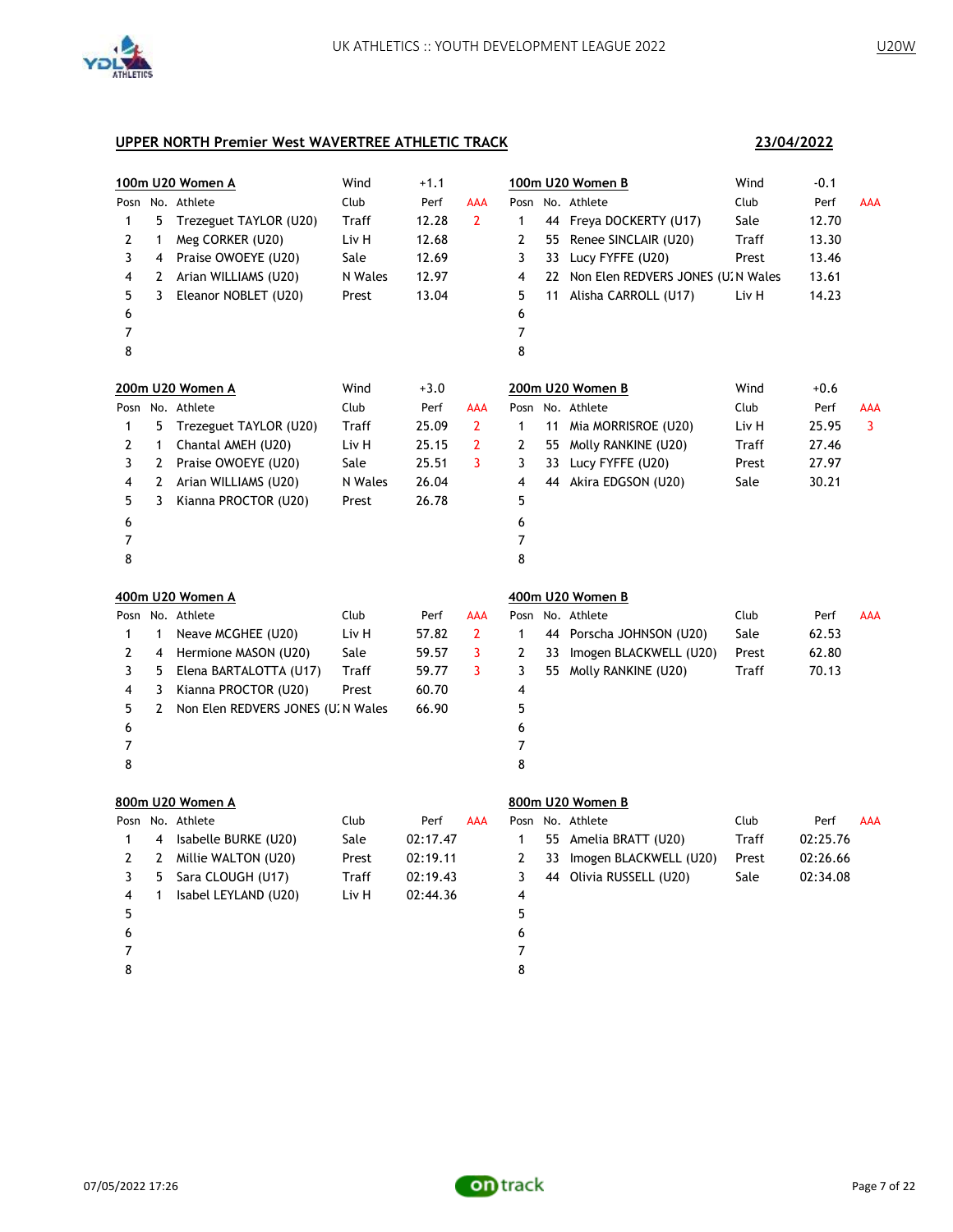## UPPER NORTH Premier West WAVERTREE ATHLETIC TRACK

**23/04/2022**

### 100m U20 Women A

Wind +1.1

| Posn | No. | Athlete | Club | Perf | AAA |
|---|---|---|---|---|---|
| 1 | 5 | Trezeguet TAYLOR (U20) | Traff | 12.28 | 2 |
| 2 | 1 | Meg CORKER (U20) | Liv H | 12.68 | |
| 3 | 4 | Praise OWOEYE (U20) | Sale | 12.69 | |
| 4 | 2 | Arian WILLIAMS (U20) | N Wales | 12.97 | |
| 5 | 3 | Eleanor NOBLET (U20) | Prest | 13.04 | |
| 6 | | | | | |
| 7 | | | | | |
| 8 | | | | | |

### 100m U20 Women B

Wind -0.1

| Posn | No. | Athlete | Club | Perf | AAA |
|---|---|---|---|---|---|
| 1 | 44 | Freya DOCKERTY (U17) | Sale | 12.70 | |
| 2 | 55 | Renee SINCLAIR (U20) | Traff | 13.30 | |
| 3 | 33 | Lucy FYFFE (U20) | Prest | 13.46 | |
| 4 | 22 | Non Elen REDVERS JONES (U: | N Wales | 13.61 | |
| 5 | 11 | Alisha CARROLL (U17) | Liv H | 14.23 | |
| 6 | | | | | |
| 7 | | | | | |
| 8 | | | | | |

### 200m U20 Women A

Wind +3.0

| Posn | No. | Athlete | Club | Perf | AAA |
|---|---|---|---|---|---|
| 1 | 5 | Trezeguet TAYLOR (U20) | Traff | 25.09 | 2 |
| 2 | 1 | Chantal AMEH (U20) | Liv H | 25.15 | 2 |
| 3 | 2 | Praise OWOEYE (U20) | Sale | 25.51 | 3 |
| 4 | 2 | Arian WILLIAMS (U20) | N Wales | 26.04 | |
| 5 | 3 | Kianna PROCTOR (U20) | Prest | 26.78 | |
| 6 | | | | | |
| 7 | | | | | |
| 8 | | | | | |

### 200m U20 Women B

Wind +0.6

| Posn | No. | Athlete | Club | Perf | AAA |
|---|---|---|---|---|---|
| 1 | 11 | Mia MORRISROE (U20) | Liv H | 25.95 | 3 |
| 2 | 55 | Molly RANKINE (U20) | Traff | 27.46 | |
| 3 | 33 | Lucy FYFFE (U20) | Prest | 27.97 | |
| 4 | 44 | Akira EDGSON (U20) | Sale | 30.21 | |
| 5 | | | | | |
| 6 | | | | | |
| 7 | | | | | |
| 8 | | | | | |

### 400m U20 Women A

| Posn | No. | Athlete | Club | Perf | AAA |
|---|---|---|---|---|---|
| 1 | 1 | Neave MCGHEE (U20) | Liv H | 57.82 | 2 |
| 2 | 4 | Hermione MASON (U20) | Sale | 59.57 | 3 |
| 3 | 5 | Elena BARTALOTTA (U17) | Traff | 59.77 | 3 |
| 4 | 3 | Kianna PROCTOR (U20) | Prest | 60.70 | |
| 5 | 2 | Non Elen REDVERS JONES (U: | N Wales | 66.90 | |
| 6 | | | | | |
| 7 | | | | | |
| 8 | | | | | |

### 400m U20 Women B

| Posn | No. | Athlete | Club | Perf | AAA |
|---|---|---|---|---|---|
| 1 | 44 | Porscha JOHNSON (U20) | Sale | 62.53 | |
| 2 | 33 | Imogen BLACKWELL (U20) | Prest | 62.80 | |
| 3 | 55 | Molly RANKINE (U20) | Traff | 70.13 | |
| 4 | | | | | |
| 5 | | | | | |
| 6 | | | | | |
| 7 | | | | | |
| 8 | | | | | |

### 800m U20 Women A

| Posn | No. | Athlete | Club | Perf | AAA |
|---|---|---|---|---|---|
| 1 | 4 | Isabelle BURKE (U20) | Sale | 02:17.47 | |
| 2 | 2 | Millie WALTON (U20) | Prest | 02:19.11 | |
| 3 | 5 | Sara CLOUGH (U17) | Traff | 02:19.43 | |
| 4 | 1 | Isabel LEYLAND (U20) | Liv H | 02:44.36 | |
| 5 | | | | | |
| 6 | | | | | |
| 7 | | | | | |
| 8 | | | | | |

### 800m U20 Women B

| Posn | No. | Athlete | Club | Perf | AAA |
|---|---|---|---|---|---|
| 1 | 55 | Amelia BRATT (U20) | Traff | 02:25.76 | |
| 2 | 33 | Imogen BLACKWELL (U20) | Prest | 02:26.66 | |
| 3 | 44 | Olivia RUSSELL (U20) | Sale | 02:34.08 | |
| 4 | | | | | |
| 5 | | | | | |
| 6 | | | | | |
| 7 | | | | | |
| 8 | | | | | |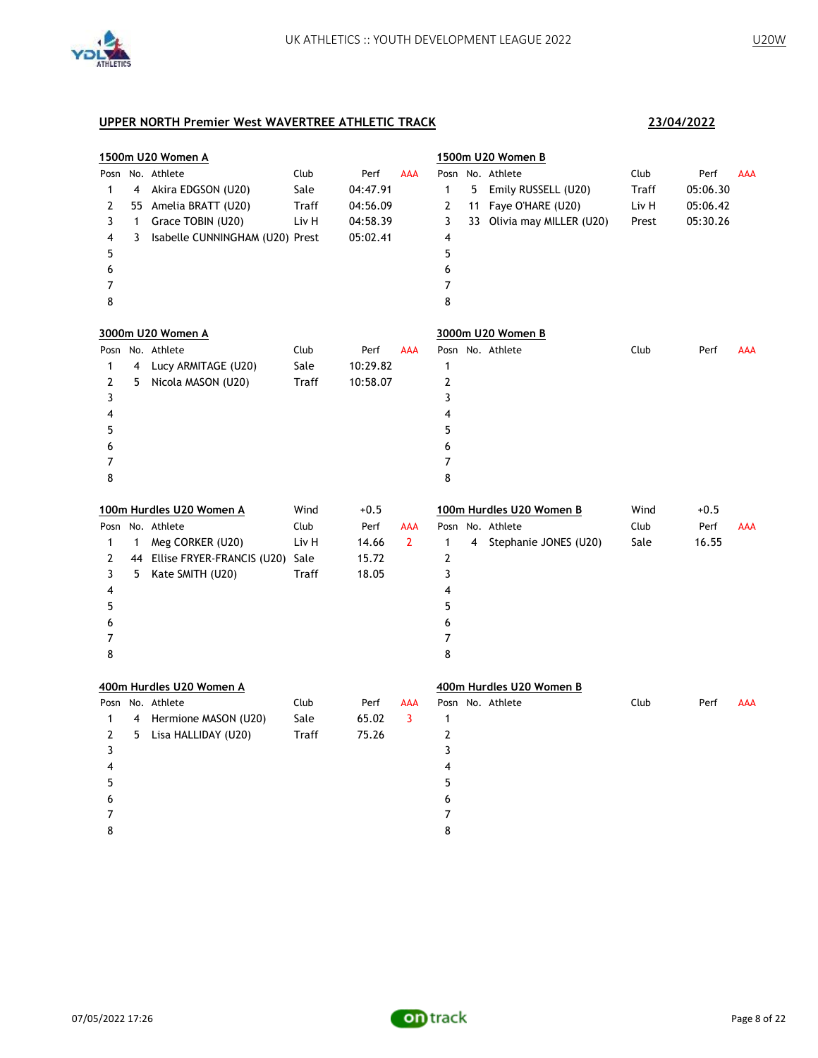## UPPER NORTH Premier West WAVERTREE ATHLETIC TRACK

**23/04/2022**

### 1500m U20 Women A

| Posn | No. | Athlete | Club | Perf | AAA |
|---|---|---|---|---|---|
| 1 | 4 | Akira EDGSON (U20) | Sale | 04:47.91 | |
| 2 | 55 | Amelia BRATT (U20) | Traff | 04:56.09 | |
| 3 | 1 | Grace TOBIN (U20) | Liv H | 04:58.39 | |
| 4 | 3 | Isabelle CUNNINGHAM (U20) | Prest | 05:02.41 | |
| 5 | | | | | |
| 6 | | | | | |
| 7 | | | | | |
| 8 | | | | | |

### 1500m U20 Women B

| Posn | No. | Athlete | Club | Perf | AAA |
|---|---|---|---|---|---|
| 1 | 5 | Emily RUSSELL (U20) | Traff | 05:06.30 | |
| 2 | 11 | Faye O'HARE (U20) | Liv H | 05:06.42 | |
| 3 | 33 | Olivia may MILLER (U20) | Prest | 05:30.26 | |
| 4 | | | | | |
| 5 | | | | | |
| 6 | | | | | |
| 7 | | | | | |
| 8 | | | | | |

### 3000m U20 Women A

| Posn | No. | Athlete | Club | Perf | AAA |
|---|---|---|---|---|---|
| 1 | 4 | Lucy ARMITAGE (U20) | Sale | 10:29.82 | |
| 2 | 5 | Nicola MASON (U20) | Traff | 10:58.07 | |
| 3 | | | | | |
| 4 | | | | | |
| 5 | | | | | |
| 6 | | | | | |
| 7 | | | | | |
| 8 | | | | | |

### 3000m U20 Women B

| Posn | No. | Athlete | Club | Perf | AAA |
|---|---|---|---|---|---|
| 1 | | | | | |
| 2 | | | | | |
| 3 | | | | | |
| 4 | | | | | |
| 5 | | | | | |
| 6 | | | | | |
| 7 | | | | | |
| 8 | | | | | |

### 100m Hurdles U20 Women A

Wind +0.5

| Posn | No. | Athlete | Club | Perf | AAA |
|---|---|---|---|---|---|
| 1 | 1 | Meg CORKER (U20) | Liv H | 14.66 | 2 |
| 2 | 44 | Ellise FRYER-FRANCIS (U20) | Sale | 15.72 | |
| 3 | 5 | Kate SMITH (U20) | Traff | 18.05 | |
| 4 | | | | | |
| 5 | | | | | |
| 6 | | | | | |
| 7 | | | | | |
| 8 | | | | | |

### 100m Hurdles U20 Women B

Wind +0.5

| Posn | No. | Athlete | Club | Perf | AAA |
|---|---|---|---|---|---|
| 1 | 4 | Stephanie JONES (U20) | Sale | 16.55 | |
| 2 | | | | | |
| 3 | | | | | |
| 4 | | | | | |
| 5 | | | | | |
| 6 | | | | | |
| 7 | | | | | |
| 8 | | | | | |

### 400m Hurdles U20 Women A

| Posn | No. | Athlete | Club | Perf | AAA |
|---|---|---|---|---|---|
| 1 | 4 | Hermione MASON (U20) | Sale | 65.02 | 3 |
| 2 | 5 | Lisa HALLIDAY (U20) | Traff | 75.26 | |
| 3 | | | | | |
| 4 | | | | | |
| 5 | | | | | |
| 6 | | | | | |
| 7 | | | | | |
| 8 | | | | | |

### 400m Hurdles U20 Women B

| Posn | No. | Athlete | Club | Perf | AAA |
|---|---|---|---|---|---|
| 1 | | | | | |
| 2 | | | | | |
| 3 | | | | | |
| 4 | | | | | |
| 5 | | | | | |
| 6 | | | | | |
| 7 | | | | | |
| 8 | | | | | |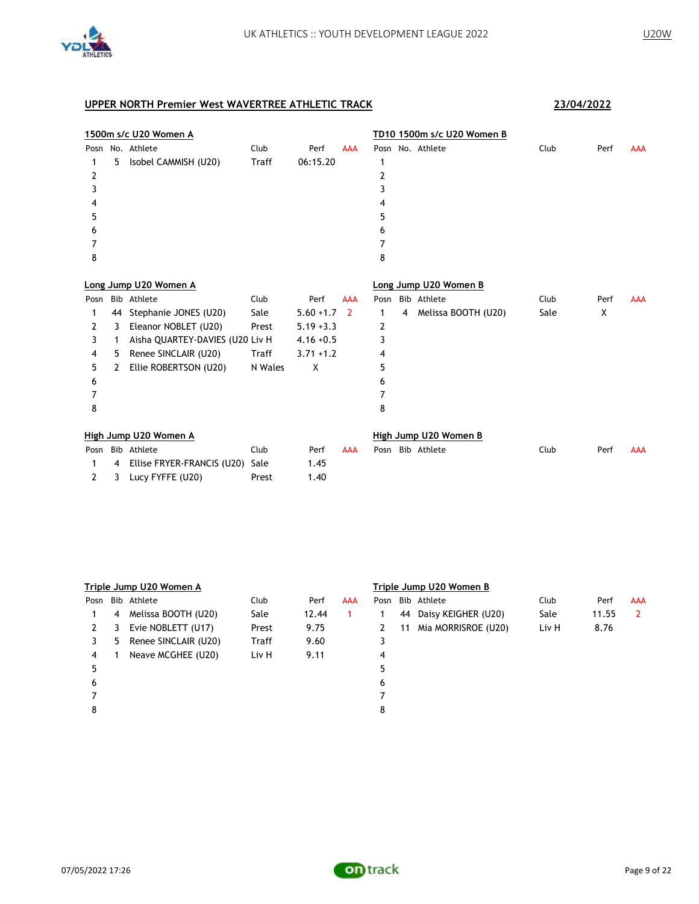## UPPER NORTH Premier West WAVERTREE ATHLETIC TRACK

**23/04/2022**

### 1500m s/c U20 Women A

| Posn | No. | Athlete | Club | Perf | AAA |
|---|---|---|---|---|---|
| 1 | 5 | Isobel CAMMISH (U20) | Traff | 06:15.20 | |
| 2 | | | | | |
| 3 | | | | | |
| 4 | | | | | |
| 5 | | | | | |
| 6 | | | | | |
| 7 | | | | | |
| 8 | | | | | |

### TD10 1500m s/c U20 Women B

| Posn | No. | Athlete | Club | Perf | AAA |
|---|---|---|---|---|---|
| 1 | | | | | |
| 2 | | | | | |
| 3 | | | | | |
| 4 | | | | | |
| 5 | | | | | |
| 6 | | | | | |
| 7 | | | | | |
| 8 | | | | | |

### Long Jump U20 Women A

| Posn | Bib | Athlete | Club | Perf | AAA |
|---|---|---|---|---|---|
| 1 | 44 | Stephanie JONES (U20) | Sale | 5.60 +1.7 | 2 |
| 2 | 3 | Eleanor NOBLET (U20) | Prest | 5.19 +3.3 | |
| 3 | 1 | Aisha QUARTEY-DAVIES (U20 | Liv H | 4.16 +0.5 | |
| 4 | 5 | Renee SINCLAIR (U20) | Traff | 3.71 +1.2 | |
| 5 | 2 | Ellie ROBERTSON (U20) | N Wales | X | |
| 6 | | | | | |
| 7 | | | | | |
| 8 | | | | | |

### Long Jump U20 Women B

| Posn | Bib | Athlete | Club | Perf | AAA |
|---|---|---|---|---|---|
| 1 | 4 | Melissa BOOTH (U20) | Sale | X | |
| 2 | | | | | |
| 3 | | | | | |
| 4 | | | | | |
| 5 | | | | | |
| 6 | | | | | |
| 7 | | | | | |
| 8 | | | | | |

### High Jump U20 Women A

| Posn | Bib | Athlete | Club | Perf | AAA |
|---|---|---|---|---|---|
| 1 | 4 | Ellise FRYER-FRANCIS (U20) | Sale | 1.45 | |
| 2 | 3 | Lucy FYFFE (U20) | Prest | 1.40 | |

### High Jump U20 Women B

| Posn | Bib | Athlete | Club | Perf | AAA |
|---|---|---|---|---|---|

### Triple Jump U20 Women A

| Posn | Bib | Athlete | Club | Perf | AAA |
|---|---|---|---|---|---|
| 1 | 4 | Melissa BOOTH (U20) | Sale | 12.44 | 1 |
| 2 | 3 | Evie NOBLETT (U17) | Prest | 9.75 | |
| 3 | 5 | Renee SINCLAIR (U20) | Traff | 9.60 | |
| 4 | 1 | Neave MCGHEE (U20) | Liv H | 9.11 | |
| 5 | | | | | |
| 6 | | | | | |
| 7 | | | | | |
| 8 | | | | | |

### Triple Jump U20 Women B

| Posn | Bib | Athlete | Club | Perf | AAA |
|---|---|---|---|---|---|
| 1 | 44 | Daisy KEIGHER (U20) | Sale | 11.55 | 2 |
| 2 | 11 | Mia MORRISROE (U20) | Liv H | 8.76 | |
| 3 | | | | | |
| 4 | | | | | |
| 5 | | | | | |
| 6 | | | | | |
| 7 | | | | | |
| 8 | | | | | |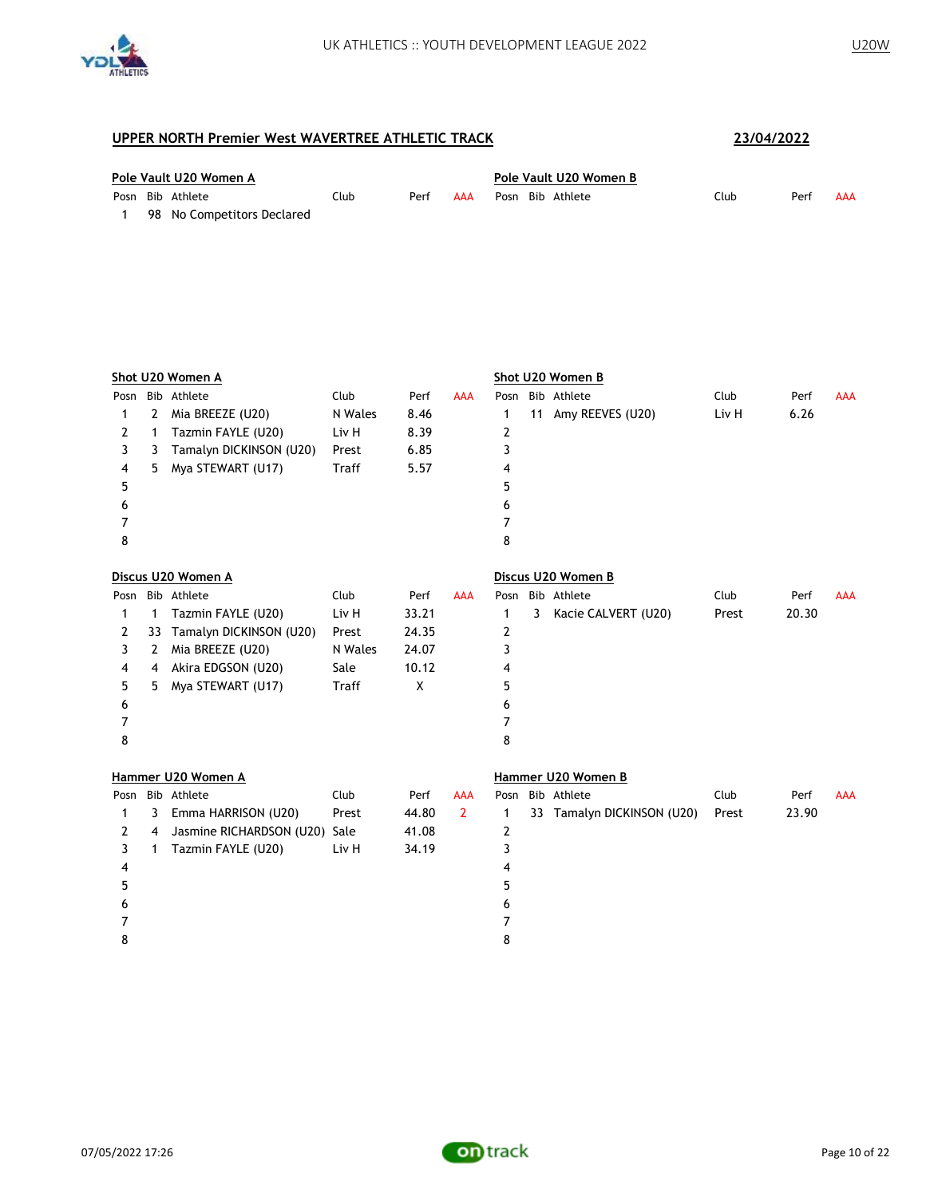## UPPER NORTH Premier West WAVERTREE ATHLETIC TRACK

**23/04/2022**

### Pole Vault U20 Women A

| Posn | Bib | Athlete | Club | Perf | AAA |
|---|---|---|---|---|---|
| 1 | 98 | No Competitors Declared | | | |

### Pole Vault U20 Women B

| Posn | Bib | Athlete | Club | Perf | AAA |
|---|---|---|---|---|---|

### Shot U20 Women A

| Posn | Bib | Athlete | Club | Perf | AAA |
|---|---|---|---|---|---|
| 1 | 2 | Mia BREEZE (U20) | N Wales | 8.46 | |
| 2 | 1 | Tazmin FAYLE (U20) | Liv H | 8.39 | |
| 3 | 3 | Tamalyn DICKINSON (U20) | Prest | 6.85 | |
| 4 | 5 | Mya STEWART (U17) | Traff | 5.57 | |
| 5 | | | | | |
| 6 | | | | | |
| 7 | | | | | |
| 8 | | | | | |

### Shot U20 Women B

| Posn | Bib | Athlete | Club | Perf | AAA |
|---|---|---|---|---|---|
| 1 | 11 | Amy REEVES (U20) | Liv H | 6.26 | |
| 2 | | | | | |
| 3 | | | | | |
| 4 | | | | | |
| 5 | | | | | |
| 6 | | | | | |
| 7 | | | | | |
| 8 | | | | | |

### Discus U20 Women A

| Posn | Bib | Athlete | Club | Perf | AAA |
|---|---|---|---|---|---|
| 1 | 1 | Tazmin FAYLE (U20) | Liv H | 33.21 | |
| 2 | 33 | Tamalyn DICKINSON (U20) | Prest | 24.35 | |
| 3 | 2 | Mia BREEZE (U20) | N Wales | 24.07 | |
| 4 | 4 | Akira EDGSON (U20) | Sale | 10.12 | |
| 5 | 5 | Mya STEWART (U17) | Traff | X | |
| 6 | | | | | |
| 7 | | | | | |
| 8 | | | | | |

### Discus U20 Women B

| Posn | Bib | Athlete | Club | Perf | AAA |
|---|---|---|---|---|---|
| 1 | 3 | Kacie CALVERT (U20) | Prest | 20.30 | |
| 2 | | | | | |
| 3 | | | | | |
| 4 | | | | | |
| 5 | | | | | |
| 6 | | | | | |
| 7 | | | | | |
| 8 | | | | | |

### Hammer U20 Women A

| Posn | Bib | Athlete | Club | Perf | AAA |
|---|---|---|---|---|---|
| 1 | 3 | Emma HARRISON (U20) | Prest | 44.80 | 2 |
| 2 | 4 | Jasmine RICHARDSON (U20) | Sale | 41.08 | |
| 3 | 1 | Tazmin FAYLE (U20) | Liv H | 34.19 | |
| 4 | | | | | |
| 5 | | | | | |
| 6 | | | | | |
| 7 | | | | | |
| 8 | | | | | |

### Hammer U20 Women B

| Posn | Bib | Athlete | Club | Perf | AAA |
|---|---|---|---|---|---|
| 1 | 33 | Tamalyn DICKINSON (U20) | Prest | 23.90 | |
| 2 | | | | | |
| 3 | | | | | |
| 4 | | | | | |
| 5 | | | | | |
| 6 | | | | | |
| 7 | | | | | |
| 8 | | | | | |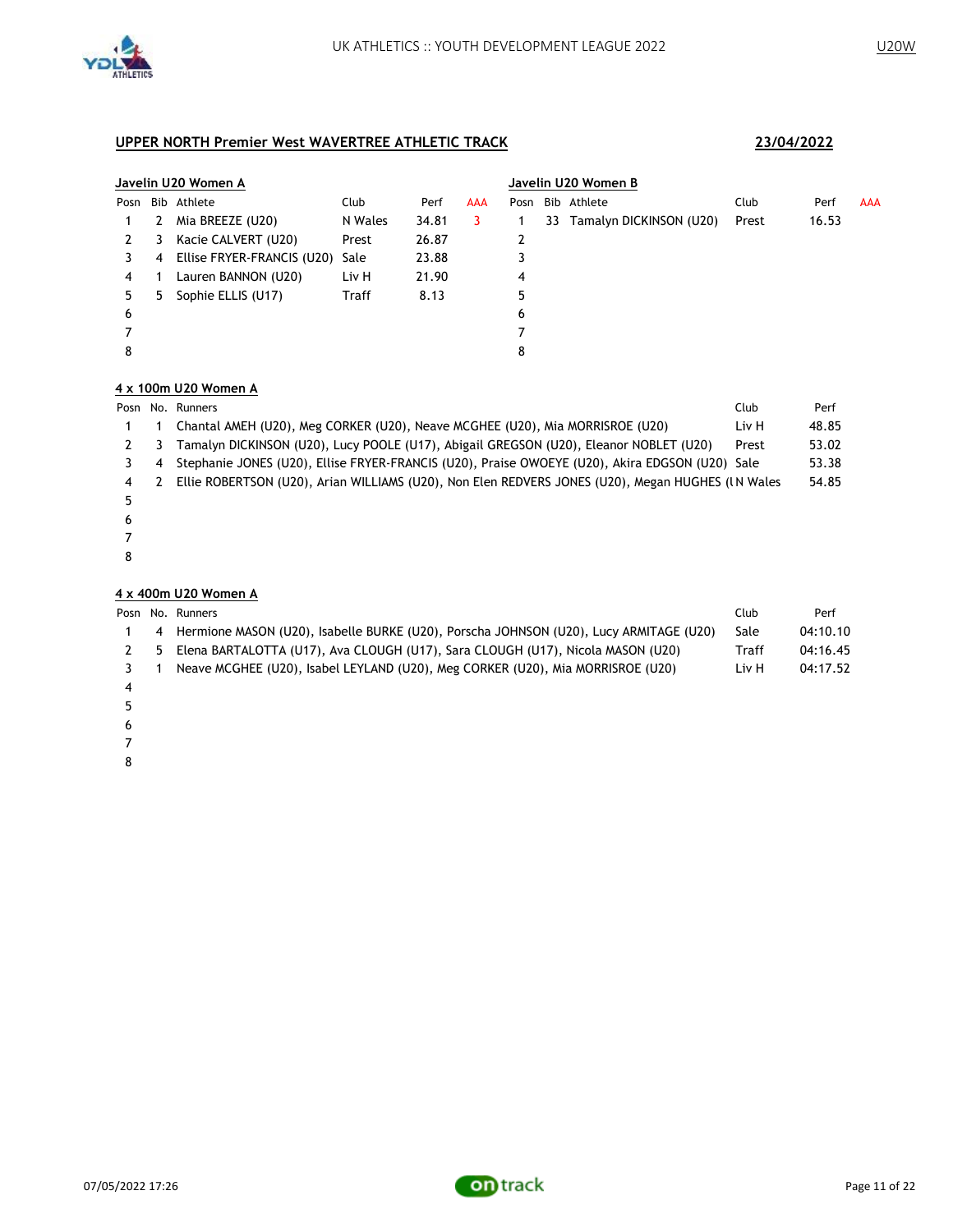## UPPER NORTH Premier West WAVERTREE ATHLETIC TRACK

**23/04/2022**

### Javelin U20 Women A

| Posn | Bib | Athlete | Club | Perf | AAA |
|---|---|---|---|---|---|
| 1 | 2 | Mia BREEZE (U20) | N Wales | 34.81 | 3 |
| 2 | 3 | Kacie CALVERT (U20) | Prest | 26.87 | |
| 3 | 4 | Ellise FRYER-FRANCIS (U20) | Sale | 23.88 | |
| 4 | 1 | Lauren BANNON (U20) | Liv H | 21.90 | |
| 5 | 5 | Sophie ELLIS (U17) | Traff | 8.13 | |
| 6 | | | | | |
| 7 | | | | | |
| 8 | | | | | |

### Javelin U20 Women B

| Posn | Bib | Athlete | Club | Perf | AAA |
|---|---|---|---|---|---|
| 1 | 33 | Tamalyn DICKINSON (U20) | Prest | 16.53 | |
| 2 | | | | | |
| 3 | | | | | |
| 4 | | | | | |
| 5 | | | | | |
| 6 | | | | | |
| 7 | | | | | |
| 8 | | | | | |

### 4 x 100m U20 Women A

| Posn | No. | Runners | Club | Perf |
|---|---|---|---|---|
| 1 | 1 | Chantal AMEH (U20), Meg CORKER (U20), Neave MCGHEE (U20), Mia MORRISROE (U20) | Liv H | 48.85 |
| 2 | 3 | Tamalyn DICKINSON (U20), Lucy POOLE (U17), Abigail GREGSON (U20), Eleanor NOBLET (U20) | Prest | 53.02 |
| 3 | 4 | Stephanie JONES (U20), Ellise FRYER-FRANCIS (U20), Praise OWOEYE (U20), Akira EDGSON (U20) | Sale | 53.38 |
| 4 | 2 | Ellie ROBERTSON (U20), Arian WILLIAMS (U20), Non Elen REDVERS JONES (U20), Megan HUGHES (U | N Wales | 54.85 |
| 5 | | | | |
| 6 | | | | |
| 7 | | | | |
| 8 | | | | |

### 4 x 400m U20 Women A

| Posn | No. | Runners | Club | Perf |
|---|---|---|---|---|
| 1 | 4 | Hermione MASON (U20), Isabelle BURKE (U20), Porscha JOHNSON (U20), Lucy ARMITAGE (U20) | Sale | 04:10.10 |
| 2 | 5 | Elena BARTALOTTA (U17), Ava CLOUGH (U17), Sara CLOUGH (U17), Nicola MASON (U20) | Traff | 04:16.45 |
| 3 | 1 | Neave MCGHEE (U20), Isabel LEYLAND (U20), Meg CORKER (U20), Mia MORRISROE (U20) | Liv H | 04:17.52 |
| 4 | | | | |
| 5 | | | | |
| 6 | | | | |
| 7 | | | | |
| 8 | | | | |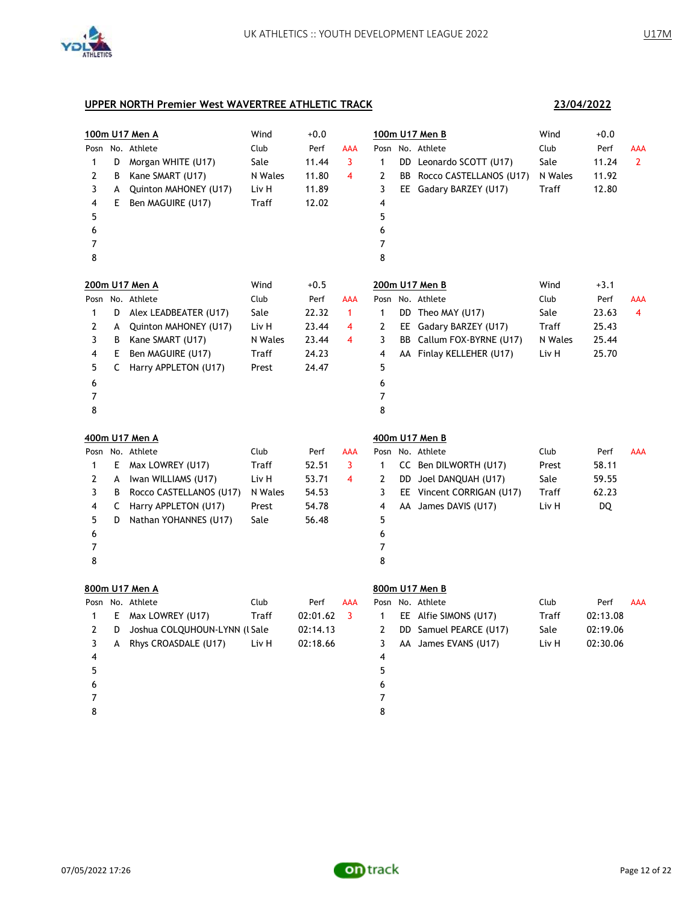## UPPER NORTH Premier West WAVERTREE ATHLETIC TRACK

**23/04/2022**

### 100m U17 Men A

Wind: +0.0

| Posn | No. | Athlete | Club | Perf | AAA |
|---|---|---|---|---|---|
| 1 | D | Morgan WHITE (U17) | Sale | 11.44 | 3 |
| 2 | B | Kane SMART (U17) | N Wales | 11.80 | 4 |
| 3 | A | Quinton MAHONEY (U17) | Liv H | 11.89 | |
| 4 | E | Ben MAGUIRE (U17) | Traff | 12.02 | |
| 5 | | | | | |
| 6 | | | | | |
| 7 | | | | | |
| 8 | | | | | |

### 100m U17 Men B

Wind: +0.0

| Posn | No. | Athlete | Club | Perf | AAA |
|---|---|---|---|---|---|
| 1 | DD | Leonardo SCOTT (U17) | Sale | 11.24 | 2 |
| 2 | BB | Rocco CASTELLANOS (U17) | N Wales | 11.92 | |
| 3 | EE | Gadary BARZEY (U17) | Traff | 12.80 | |
| 4 | | | | | |
| 5 | | | | | |
| 6 | | | | | |
| 7 | | | | | |
| 8 | | | | | |

### 200m U17 Men A

Wind: +0.5

| Posn | No. | Athlete | Club | Perf | AAA |
|---|---|---|---|---|---|
| 1 | D | Alex LEADBEATER (U17) | Sale | 22.32 | 1 |
| 2 | A | Quinton MAHONEY (U17) | Liv H | 23.44 | 4 |
| 3 | B | Kane SMART (U17) | N Wales | 23.44 | 4 |
| 4 | E | Ben MAGUIRE (U17) | Traff | 24.23 | |
| 5 | C | Harry APPLETON (U17) | Prest | 24.47 | |
| 6 | | | | | |
| 7 | | | | | |
| 8 | | | | | |

### 200m U17 Men B

Wind: +3.1

| Posn | No. | Athlete | Club | Perf | AAA |
|---|---|---|---|---|---|
| 1 | DD | Theo MAY (U17) | Sale | 23.63 | 4 |
| 2 | EE | Gadary BARZEY (U17) | Traff | 25.43 | |
| 3 | BB | Callum FOX-BYRNE (U17) | N Wales | 25.44 | |
| 4 | AA | Finlay KELLEHER (U17) | Liv H | 25.70 | |
| 5 | | | | | |
| 6 | | | | | |
| 7 | | | | | |
| 8 | | | | | |

### 400m U17 Men A

| Posn | No. | Athlete | Club | Perf | AAA |
|---|---|---|---|---|---|
| 1 | E | Max LOWREY (U17) | Traff | 52.51 | 3 |
| 2 | A | Iwan WILLIAMS (U17) | Liv H | 53.71 | 4 |
| 3 | B | Rocco CASTELLANOS (U17) | N Wales | 54.53 | |
| 4 | C | Harry APPLETON (U17) | Prest | 54.78 | |
| 5 | D | Nathan YOHANNES (U17) | Sale | 56.48 | |
| 6 | | | | | |
| 7 | | | | | |
| 8 | | | | | |

### 400m U17 Men B

| Posn | No. | Athlete | Club | Perf | AAA |
|---|---|---|---|---|---|
| 1 | CC | Ben DILWORTH (U17) | Prest | 58.11 | |
| 2 | DD | Joel DANQUAH (U17) | Sale | 59.55 | |
| 3 | EE | Vincent CORRIGAN (U17) | Traff | 62.23 | |
| 4 | AA | James DAVIS (U17) | Liv H | DQ | |
| 5 | | | | | |
| 6 | | | | | |
| 7 | | | | | |
| 8 | | | | | |

### 800m U17 Men A

| Posn | No. | Athlete | Club | Perf | AAA |
|---|---|---|---|---|---|
| 1 | E | Max LOWREY (U17) | Traff | 02:01.62 | 3 |
| 2 | D | Joshua COLQUHOUN-LYNN (U | Sale | 02:14.13 | |
| 3 | A | Rhys CROASDALE (U17) | Liv H | 02:18.66 | |
| 4 | | | | | |
| 5 | | | | | |
| 6 | | | | | |
| 7 | | | | | |
| 8 | | | | | |

### 800m U17 Men B

| Posn | No. | Athlete | Club | Perf | AAA |
|---|---|---|---|---|---|
| 1 | EE | Alfie SIMONS (U17) | Traff | 02:13.08 | |
| 2 | DD | Samuel PEARCE (U17) | Sale | 02:19.06 | |
| 3 | AA | James EVANS (U17) | Liv H | 02:30.06 | |
| 4 | | | | | |
| 5 | | | | | |
| 6 | | | | | |
| 7 | | | | | |
| 8 | | | | | |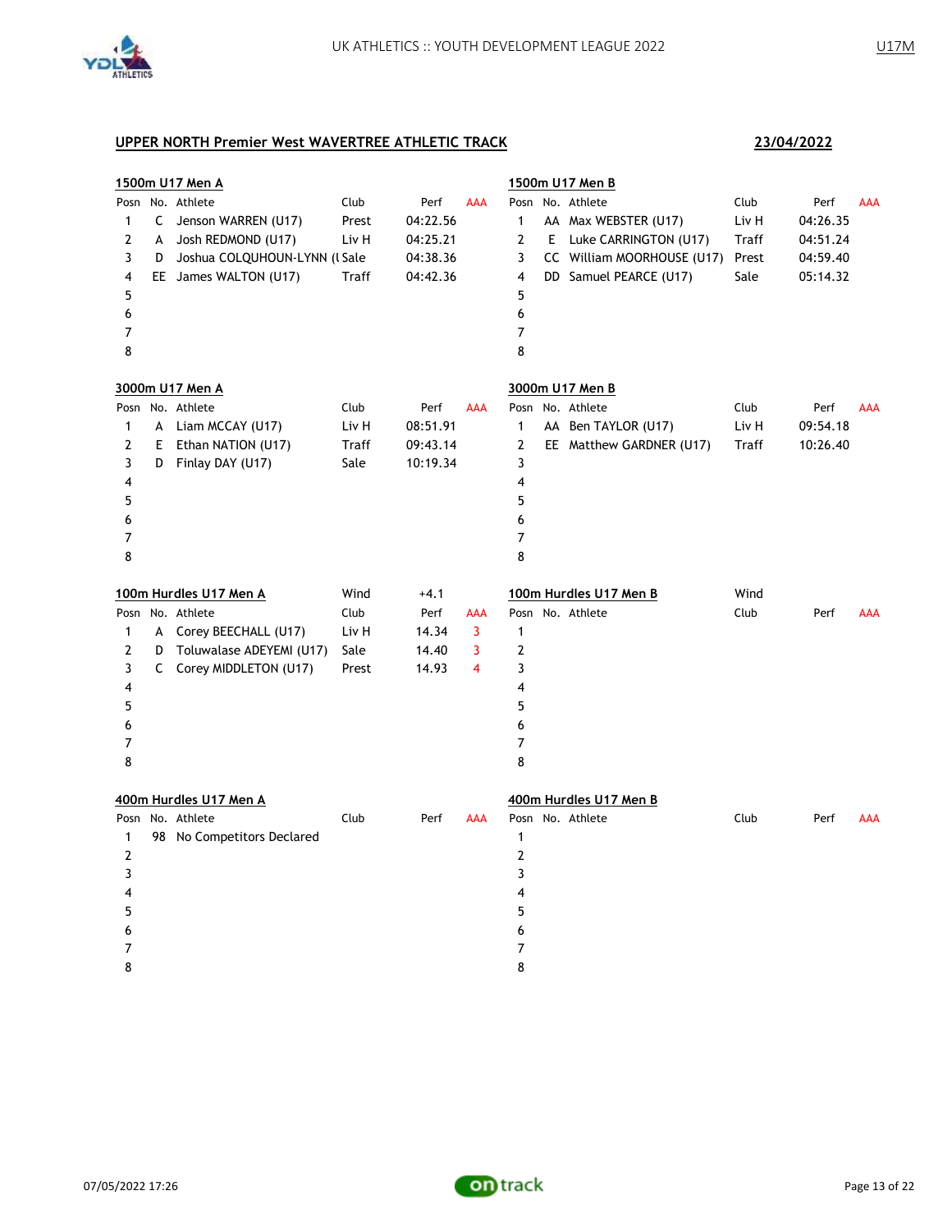## UPPER NORTH Premier West WAVERTREE ATHLETIC TRACK

**23/04/2022**

### 1500m U17 Men A

| Posn | No. | Athlete | Club | Perf | AAA |
|---|---|---|---|---|---|
| 1 | C | Jenson WARREN (U17) | Prest | 04:22.56 | |
| 2 | A | Josh REDMOND (U17) | Liv H | 04:25.21 | |
| 3 | D | Joshua COLQUHOUN-LYNN (U | Sale | 04:38.36 | |
| 4 | EE | James WALTON (U17) | Traff | 04:42.36 | |
| 5 | | | | | |
| 6 | | | | | |
| 7 | | | | | |
| 8 | | | | | |

### 1500m U17 Men B

| Posn | No. | Athlete | Club | Perf | AAA |
|---|---|---|---|---|---|
| 1 | AA | Max WEBSTER (U17) | Liv H | 04:26.35 | |
| 2 | E | Luke CARRINGTON (U17) | Traff | 04:51.24 | |
| 3 | CC | William MOORHOUSE (U17) | Prest | 04:59.40 | |
| 4 | DD | Samuel PEARCE (U17) | Sale | 05:14.32 | |
| 5 | | | | | |
| 6 | | | | | |
| 7 | | | | | |
| 8 | | | | | |

### 3000m U17 Men A

| Posn | No. | Athlete | Club | Perf | AAA |
|---|---|---|---|---|---|
| 1 | A | Liam MCCAY (U17) | Liv H | 08:51.91 | |
| 2 | E | Ethan NATION (U17) | Traff | 09:43.14 | |
| 3 | D | Finlay DAY (U17) | Sale | 10:19.34 | |
| 4 | | | | | |
| 5 | | | | | |
| 6 | | | | | |
| 7 | | | | | |
| 8 | | | | | |

### 3000m U17 Men B

| Posn | No. | Athlete | Club | Perf | AAA |
|---|---|---|---|---|---|
| 1 | AA | Ben TAYLOR (U17) | Liv H | 09:54.18 | |
| 2 | EE | Matthew GARDNER (U17) | Traff | 10:26.40 | |
| 3 | | | | | |
| 4 | | | | | |
| 5 | | | | | |
| 6 | | | | | |
| 7 | | | | | |
| 8 | | | | | |

### 100m Hurdles U17 Men A

Wind +4.1

| Posn | No. | Athlete | Club | Perf | AAA |
|---|---|---|---|---|---|
| 1 | A | Corey BEECHALL (U17) | Liv H | 14.34 | 3 |
| 2 | D | Toluwalase ADEYEMI (U17) | Sale | 14.40 | 3 |
| 3 | C | Corey MIDDLETON (U17) | Prest | 14.93 | 4 |
| 4 | | | | | |
| 5 | | | | | |
| 6 | | | | | |
| 7 | | | | | |
| 8 | | | | | |

### 100m Hurdles U17 Men B

Wind

| Posn | No. | Athlete | Club | Perf | AAA |
|---|---|---|---|---|---|
| 1 | | | | | |
| 2 | | | | | |
| 3 | | | | | |
| 4 | | | | | |
| 5 | | | | | |
| 6 | | | | | |
| 7 | | | | | |
| 8 | | | | | |

### 400m Hurdles U17 Men A

| Posn | No. | Athlete | Club | Perf | AAA |
|---|---|---|---|---|---|
| 1 | 98 | No Competitors Declared | | | |
| 2 | | | | | |
| 3 | | | | | |
| 4 | | | | | |
| 5 | | | | | |
| 6 | | | | | |
| 7 | | | | | |
| 8 | | | | | |

### 400m Hurdles U17 Men B

| Posn | No. | Athlete | Club | Perf | AAA |
|---|---|---|---|---|---|
| 1 | | | | | |
| 2 | | | | | |
| 3 | | | | | |
| 4 | | | | | |
| 5 | | | | | |
| 6 | | | | | |
| 7 | | | | | |
| 8 | | | | | |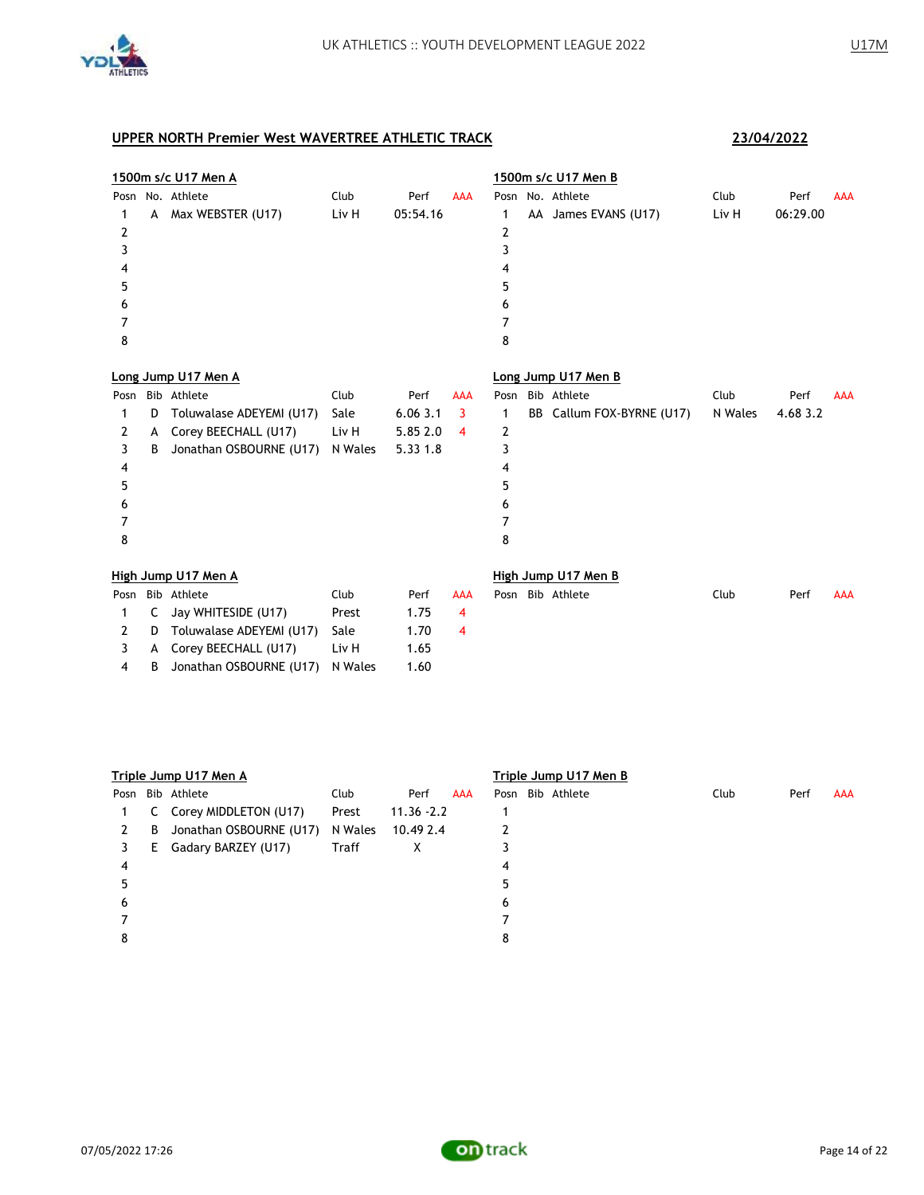## UPPER NORTH Premier West WAVERTREE ATHLETIC TRACK

**23/04/2022**

### 1500m s/c U17 Men A

| Posn | No. | Athlete | Club | Perf | AAA |
|---|---|---|---|---|---|
| 1 | A | Max WEBSTER (U17) | Liv H | 05:54.16 | |
| 2 | | | | | |
| 3 | | | | | |
| 4 | | | | | |
| 5 | | | | | |
| 6 | | | | | |
| 7 | | | | | |
| 8 | | | | | |

### 1500m s/c U17 Men B

| Posn | No. | Athlete | Club | Perf | AAA |
|---|---|---|---|---|---|
| 1 | AA | James EVANS (U17) | Liv H | 06:29.00 | |
| 2 | | | | | |
| 3 | | | | | |
| 4 | | | | | |
| 5 | | | | | |
| 6 | | | | | |
| 7 | | | | | |
| 8 | | | | | |

### Long Jump U17 Men A

| Posn | Bib | Athlete | Club | Perf | AAA |
|---|---|---|---|---|---|
| 1 | D | Toluwalase ADEYEMI (U17) | Sale | 6.06 3.1 | 3 |
| 2 | A | Corey BEECHALL (U17) | Liv H | 5.85 2.0 | 4 |
| 3 | B | Jonathan OSBOURNE (U17) | N Wales | 5.33 1.8 | |
| 4 | | | | | |
| 5 | | | | | |
| 6 | | | | | |
| 7 | | | | | |
| 8 | | | | | |

### Long Jump U17 Men B

| Posn | Bib | Athlete | Club | Perf | AAA |
|---|---|---|---|---|---|
| 1 | BB | Callum FOX-BYRNE (U17) | N Wales | 4.68 3.2 | |
| 2 | | | | | |
| 3 | | | | | |
| 4 | | | | | |
| 5 | | | | | |
| 6 | | | | | |
| 7 | | | | | |
| 8 | | | | | |

### High Jump U17 Men A

| Posn | Bib | Athlete | Club | Perf | AAA |
|---|---|---|---|---|---|
| 1 | C | Jay WHITESIDE (U17) | Prest | 1.75 | 4 |
| 2 | D | Toluwalase ADEYEMI (U17) | Sale | 1.70 | 4 |
| 3 | A | Corey BEECHALL (U17) | Liv H | 1.65 | |
| 4 | B | Jonathan OSBOURNE (U17) | N Wales | 1.60 | |

### High Jump U17 Men B

| Posn | Bib | Athlete | Club | Perf | AAA |
|---|---|---|---|---|---|

### Triple Jump U17 Men A

| Posn | Bib | Athlete | Club | Perf | AAA |
|---|---|---|---|---|---|
| 1 | C | Corey MIDDLETON (U17) | Prest | 11.36 -2.2 | |
| 2 | B | Jonathan OSBOURNE (U17) | N Wales | 10.49 2.4 | |
| 3 | E | Gadary BARZEY (U17) | Traff | X | |
| 4 | | | | | |
| 5 | | | | | |
| 6 | | | | | |
| 7 | | | | | |
| 8 | | | | | |

### Triple Jump U17 Men B

| Posn | Bib | Athlete | Club | Perf | AAA |
|---|---|---|---|---|---|
| 1 | | | | | |
| 2 | | | | | |
| 3 | | | | | |
| 4 | | | | | |
| 5 | | | | | |
| 6 | | | | | |
| 7 | | | | | |
| 8 | | | | | |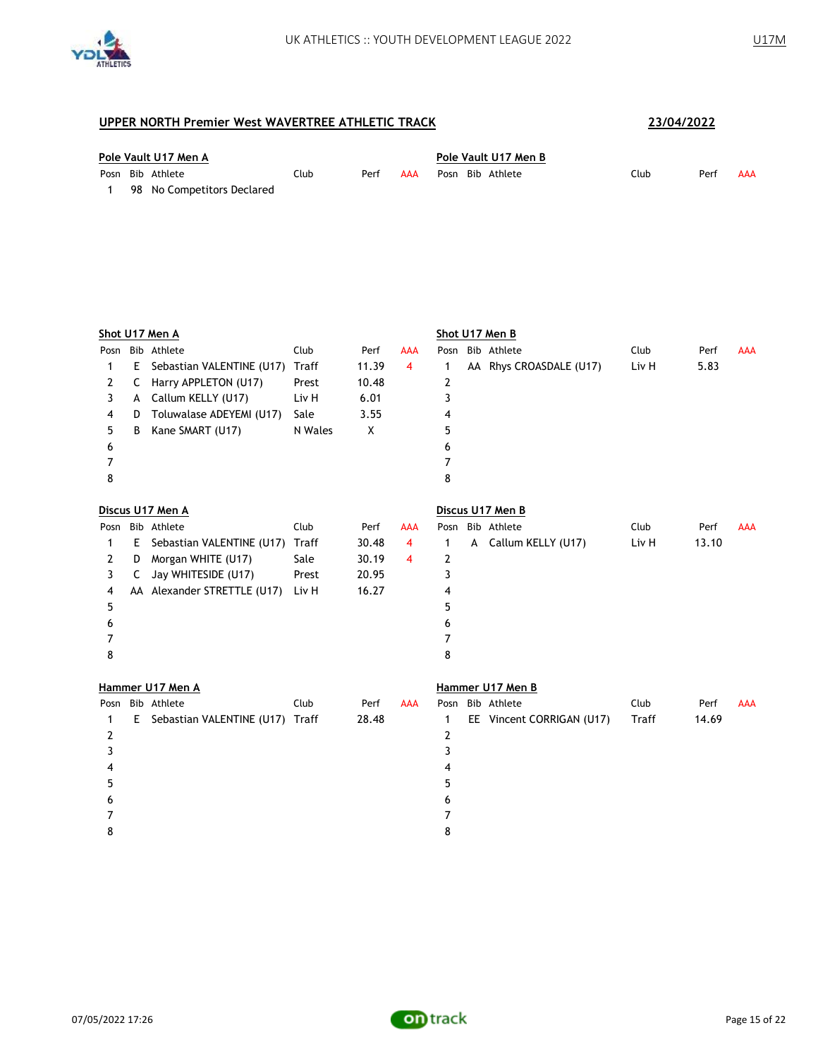## UPPER NORTH Premier West WAVERTREE ATHLETIC TRACK

**23/04/2022**

### Pole Vault U17 Men A

| Posn | Bib | Athlete | Club | Perf | AAA |
|---|---|---|---|---|---|
| 1 | 98 | No Competitors Declared | | | |

### Pole Vault U17 Men B

| Posn | Bib | Athlete | Club | Perf | AAA |
|---|---|---|---|---|---|

### Shot U17 Men A

| Posn | Bib | Athlete | Club | Perf | AAA |
|---|---|---|---|---|---|
| 1 | E | Sebastian VALENTINE (U17) | Traff | 11.39 | 4 |
| 2 | C | Harry APPLETON (U17) | Prest | 10.48 | |
| 3 | A | Callum KELLY (U17) | Liv H | 6.01 | |
| 4 | D | Toluwalase ADEYEMI (U17) | Sale | 3.55 | |
| 5 | B | Kane SMART (U17) | N Wales | X | |
| 6 | | | | | |
| 7 | | | | | |
| 8 | | | | | |

### Shot U17 Men B

| Posn | Bib | Athlete | Club | Perf | AAA |
|---|---|---|---|---|---|
| 1 | AA | Rhys CROASDALE (U17) | Liv H | 5.83 | |
| 2 | | | | | |
| 3 | | | | | |
| 4 | | | | | |
| 5 | | | | | |
| 6 | | | | | |
| 7 | | | | | |
| 8 | | | | | |

### Discus U17 Men A

| Posn | Bib | Athlete | Club | Perf | AAA |
|---|---|---|---|---|---|
| 1 | E | Sebastian VALENTINE (U17) | Traff | 30.48 | 4 |
| 2 | D | Morgan WHITE (U17) | Sale | 30.19 | 4 |
| 3 | C | Jay WHITESIDE (U17) | Prest | 20.95 | |
| 4 | AA | Alexander STRETTLE (U17) | Liv H | 16.27 | |
| 5 | | | | | |
| 6 | | | | | |
| 7 | | | | | |
| 8 | | | | | |

### Discus U17 Men B

| Posn | Bib | Athlete | Club | Perf | AAA |
|---|---|---|---|---|---|
| 1 | A | Callum KELLY (U17) | Liv H | 13.10 | |
| 2 | | | | | |
| 3 | | | | | |
| 4 | | | | | |
| 5 | | | | | |
| 6 | | | | | |
| 7 | | | | | |
| 8 | | | | | |

### Hammer U17 Men A

| Posn | Bib | Athlete | Club | Perf | AAA |
|---|---|---|---|---|---|
| 1 | E | Sebastian VALENTINE (U17) | Traff | 28.48 | |
| 2 | | | | | |
| 3 | | | | | |
| 4 | | | | | |
| 5 | | | | | |
| 6 | | | | | |
| 7 | | | | | |
| 8 | | | | | |

### Hammer U17 Men B

| Posn | Bib | Athlete | Club | Perf | AAA |
|---|---|---|---|---|---|
| 1 | EE | Vincent CORRIGAN (U17) | Traff | 14.69 | |
| 2 | | | | | |
| 3 | | | | | |
| 4 | | | | | |
| 5 | | | | | |
| 6 | | | | | |
| 7 | | | | | |
| 8 | | | | | |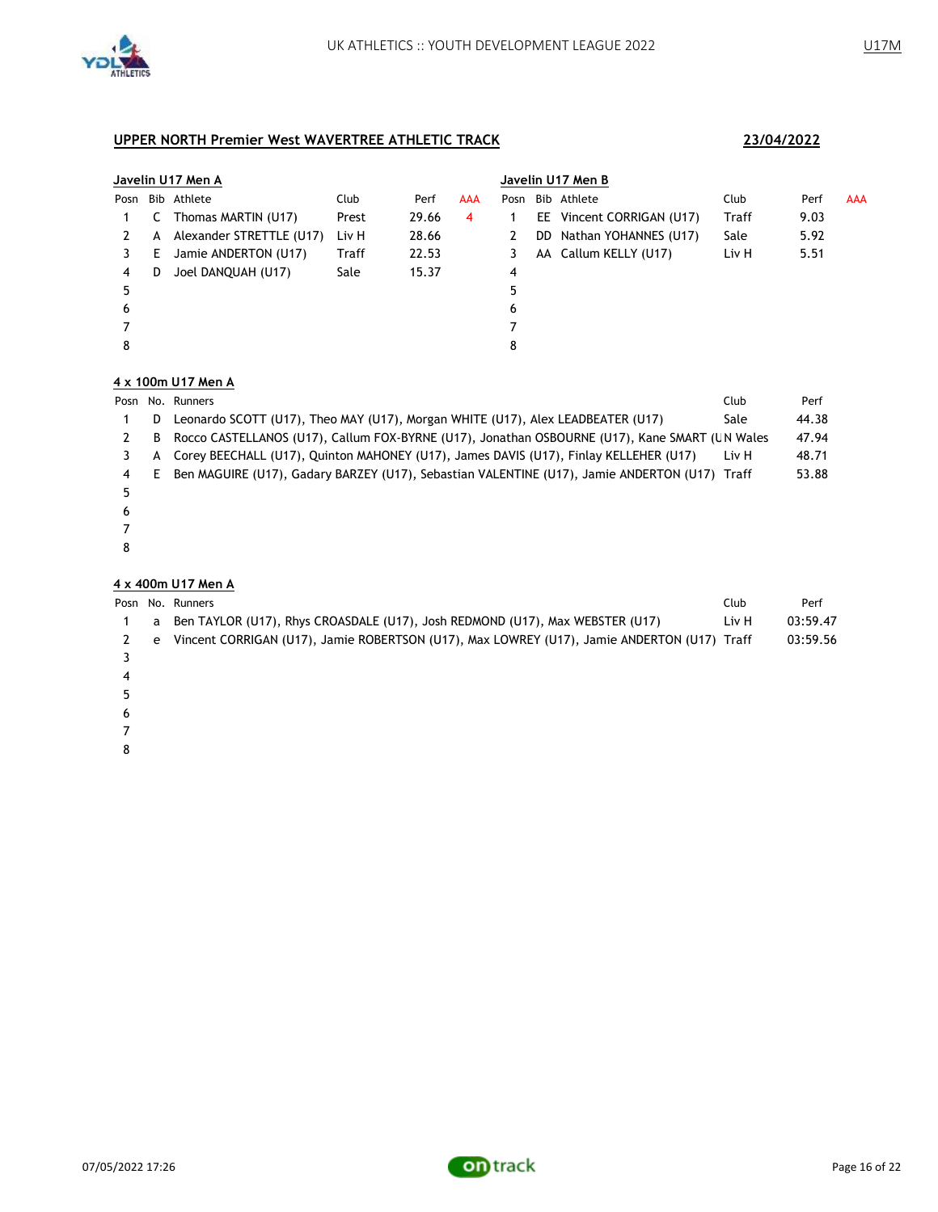## UPPER NORTH Premier West WAVERTREE ATHLETIC TRACK

**23/04/2022**

### Javelin U17 Men A

| Posn | Bib | Athlete | Club | Perf | AAA |
|---|---|---|---|---|---|
| 1 | C | Thomas MARTIN (U17) | Prest | 29.66 | 4 |
| 2 | A | Alexander STRETTLE (U17) | Liv H | 28.66 | |
| 3 | E | Jamie ANDERTON (U17) | Traff | 22.53 | |
| 4 | D | Joel DANQUAH (U17) | Sale | 15.37 | |
| 5 | | | | | |
| 6 | | | | | |
| 7 | | | | | |
| 8 | | | | | |

### Javelin U17 Men B

| Posn | Bib | Athlete | Club | Perf | AAA |
|---|---|---|---|---|---|
| 1 | EE | Vincent CORRIGAN (U17) | Traff | 9.03 | |
| 2 | DD | Nathan YOHANNES (U17) | Sale | 5.92 | |
| 3 | AA | Callum KELLY (U17) | Liv H | 5.51 | |
| 4 | | | | | |
| 5 | | | | | |
| 6 | | | | | |
| 7 | | | | | |
| 8 | | | | | |

### 4 x 100m U17 Men A

| Posn | No. | Runners | Club | Perf |
|---|---|---|---|---|
| 1 | D | Leonardo SCOTT (U17), Theo MAY (U17), Morgan WHITE (U17), Alex LEADBEATER (U17) | Sale | 44.38 |
| 2 | B | Rocco CASTELLANOS (U17), Callum FOX-BYRNE (U17), Jonathan OSBOURNE (U17), Kane SMART (U | N Wales | 47.94 |
| 3 | A | Corey BEECHALL (U17), Quinton MAHONEY (U17), James DAVIS (U17), Finlay KELLEHER (U17) | Liv H | 48.71 |
| 4 | E | Ben MAGUIRE (U17), Gadary BARZEY (U17), Sebastian VALENTINE (U17), Jamie ANDERTON (U17) | Traff | 53.88 |
| 5 | | | | |
| 6 | | | | |
| 7 | | | | |
| 8 | | | | |

### 4 x 400m U17 Men A

| Posn | No. | Runners | Club | Perf |
|---|---|---|---|---|
| 1 | a | Ben TAYLOR (U17), Rhys CROASDALE (U17), Josh REDMOND (U17), Max WEBSTER (U17) | Liv H | 03:59.47 |
| 2 | e | Vincent CORRIGAN (U17), Jamie ROBERTSON (U17), Max LOWREY (U17), Jamie ANDERTON (U17) | Traff | 03:59.56 |
| 3 | | | | |
| 4 | | | | |
| 5 | | | | |
| 6 | | | | |
| 7 | | | | |
| 8 | | | | |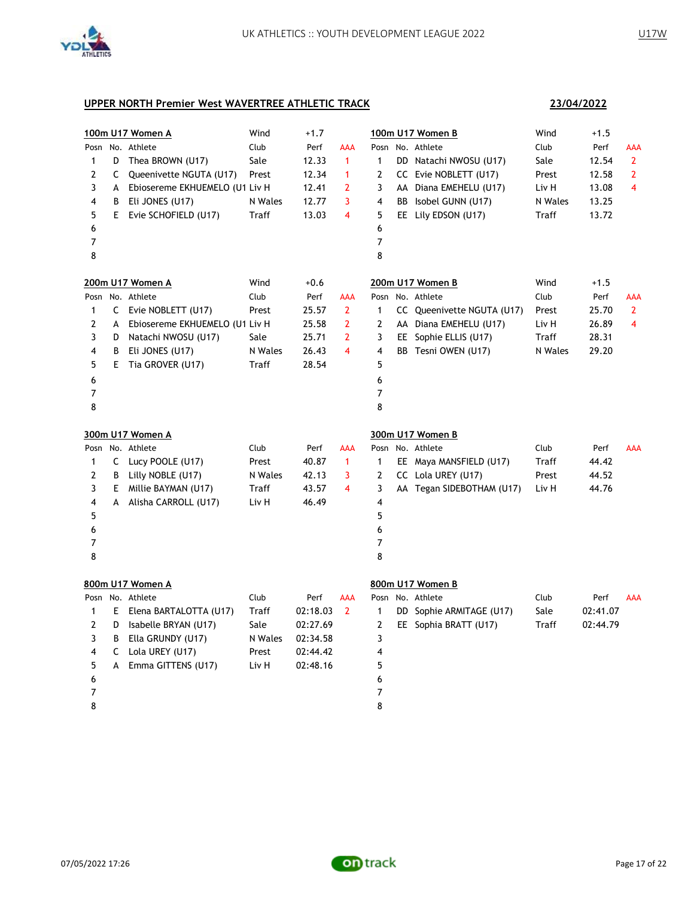UK ATHLETICS :: YOUTH DEVELOPMENT LEAGUE 2022

U17W

## UPPER NORTH Premier West WAVERTREE ATHLETIC TRACK

**23/04/2022**

### 100m U17 Women A

Wind +1.7

| Posn | No. | Athlete | Club | Perf | AAA |
|---|---|---|---|---|---|
| 1 | D | Thea BROWN (U17) | Sale | 12.33 | 1 |
| 2 | C | Queenivette NGUTA (U17) | Prest | 12.34 | 1 |
| 3 | A | Ebiosereme EKHUEMELO (U1 | Liv H | 12.41 | 2 |
| 4 | B | Eli JONES (U17) | N Wales | 12.77 | 3 |
| 5 | E | Evie SCHOFIELD (U17) | Traff | 13.03 | 4 |
| 6 | | | | | |
| 7 | | | | | |
| 8 | | | | | |

### 100m U17 Women B

Wind +1.5

| Posn | No. | Athlete | Club | Perf | AAA |
|---|---|---|---|---|---|
| 1 | DD | Natachi NWOSU (U17) | Sale | 12.54 | 2 |
| 2 | CC | Evie NOBLETT (U17) | Prest | 12.58 | 2 |
| 3 | AA | Diana EMEHELU (U17) | Liv H | 13.08 | 4 |
| 4 | BB | Isobel GUNN (U17) | N Wales | 13.25 | |
| 5 | EE | Lily EDSON (U17) | Traff | 13.72 | |
| 6 | | | | | |
| 7 | | | | | |
| 8 | | | | | |

### 200m U17 Women A

Wind +0.6

| Posn | No. | Athlete | Club | Perf | AAA |
|---|---|---|---|---|---|
| 1 | C | Evie NOBLETT (U17) | Prest | 25.57 | 2 |
| 2 | A | Ebiosereme EKHUEMELO (U1 | Liv H | 25.58 | 2 |
| 3 | D | Natachi NWOSU (U17) | Sale | 25.71 | 2 |
| 4 | B | Eli JONES (U17) | N Wales | 26.43 | 4 |
| 5 | E | Tia GROVER (U17) | Traff | 28.54 | |
| 6 | | | | | |
| 7 | | | | | |
| 8 | | | | | |

### 200m U17 Women B

Wind +1.5

| Posn | No. | Athlete | Club | Perf | AAA |
|---|---|---|---|---|---|
| 1 | CC | Queenivette NGUTA (U17) | Prest | 25.70 | 2 |
| 2 | AA | Diana EMEHELU (U17) | Liv H | 26.89 | 4 |
| 3 | EE | Sophie ELLIS (U17) | Traff | 28.31 | |
| 4 | BB | Tesni OWEN (U17) | N Wales | 29.20 | |
| 5 | | | | | |
| 6 | | | | | |
| 7 | | | | | |
| 8 | | | | | |

### 300m U17 Women A

| Posn | No. | Athlete | Club | Perf | AAA |
|---|---|---|---|---|---|
| 1 | C | Lucy POOLE (U17) | Prest | 40.87 | 1 |
| 2 | B | Lilly NOBLE (U17) | N Wales | 42.13 | 3 |
| 3 | E | Millie BAYMAN (U17) | Traff | 43.57 | 4 |
| 4 | A | Alisha CARROLL (U17) | Liv H | 46.49 | |
| 5 | | | | | |
| 6 | | | | | |
| 7 | | | | | |
| 8 | | | | | |

### 300m U17 Women B

| Posn | No. | Athlete | Club | Perf | AAA |
|---|---|---|---|---|---|
| 1 | EE | Maya MANSFIELD (U17) | Traff | 44.42 | |
| 2 | CC | Lola UREY (U17) | Prest | 44.52 | |
| 3 | AA | Tegan SIDEBOTHAM (U17) | Liv H | 44.76 | |
| 4 | | | | | |
| 5 | | | | | |
| 6 | | | | | |
| 7 | | | | | |
| 8 | | | | | |

### 800m U17 Women A

| Posn | No. | Athlete | Club | Perf | AAA |
|---|---|---|---|---|---|
| 1 | E | Elena BARTALOTTA (U17) | Traff | 02:18.03 | 2 |
| 2 | D | Isabelle BRYAN (U17) | Sale | 02:27.69 | |
| 3 | B | Ella GRUNDY (U17) | N Wales | 02:34.58 | |
| 4 | C | Lola UREY (U17) | Prest | 02:44.42 | |
| 5 | A | Emma GITTENS (U17) | Liv H | 02:48.16 | |
| 6 | | | | | |
| 7 | | | | | |
| 8 | | | | | |

### 800m U17 Women B

| Posn | No. | Athlete | Club | Perf | AAA |
|---|---|---|---|---|---|
| 1 | DD | Sophie ARMITAGE (U17) | Sale | 02:41.07 | |
| 2 | EE | Sophia BRATT (U17) | Traff | 02:44.79 | |
| 3 | | | | | |
| 4 | | | | | |
| 5 | | | | | |
| 6 | | | | | |
| 7 | | | | | |
| 8 | | | | | |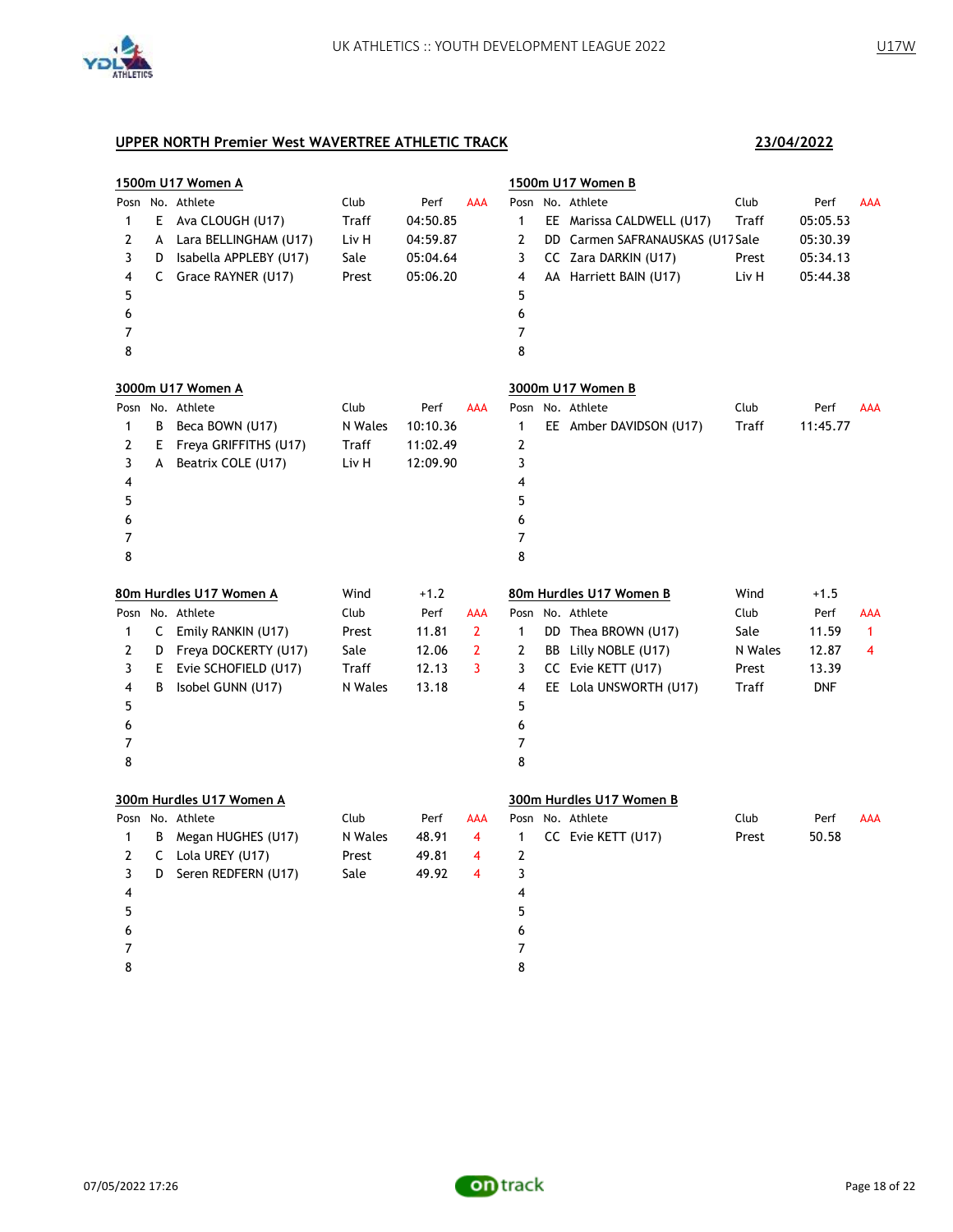## UPPER NORTH Premier West WAVERTREE ATHLETIC TRACK

**23/04/2022**

### 1500m U17 Women A

| Posn | No. | Athlete | Club | Perf | AAA |
|---|---|---|---|---|---|
| 1 | E | Ava CLOUGH (U17) | Traff | 04:50.85 | |
| 2 | A | Lara BELLINGHAM (U17) | Liv H | 04:59.87 | |
| 3 | D | Isabella APPLEBY (U17) | Sale | 05:04.64 | |
| 4 | C | Grace RAYNER (U17) | Prest | 05:06.20 | |
| 5 | | | | | |
| 6 | | | | | |
| 7 | | | | | |
| 8 | | | | | |

### 1500m U17 Women B

| Posn | No. | Athlete | Club | Perf | AAA |
|---|---|---|---|---|---|
| 1 | EE | Marissa CALDWELL (U17) | Traff | 05:05.53 | |
| 2 | DD | Carmen SAFRANAUSKAS (U17 | Sale | 05:30.39 | |
| 3 | CC | Zara DARKIN (U17) | Prest | 05:34.13 | |
| 4 | AA | Harriett BAIN (U17) | Liv H | 05:44.38 | |
| 5 | | | | | |
| 6 | | | | | |
| 7 | | | | | |
| 8 | | | | | |

### 3000m U17 Women A

| Posn | No. | Athlete | Club | Perf | AAA |
|---|---|---|---|---|---|
| 1 | B | Beca BOWN (U17) | N Wales | 10:10.36 | |
| 2 | E | Freya GRIFFITHS (U17) | Traff | 11:02.49 | |
| 3 | A | Beatrix COLE (U17) | Liv H | 12:09.90 | |
| 4 | | | | | |
| 5 | | | | | |
| 6 | | | | | |
| 7 | | | | | |
| 8 | | | | | |

### 3000m U17 Women B

| Posn | No. | Athlete | Club | Perf | AAA |
|---|---|---|---|---|---|
| 1 | EE | Amber DAVIDSON (U17) | Traff | 11:45.77 | |
| 2 | | | | | |
| 3 | | | | | |
| 4 | | | | | |
| 5 | | | | | |
| 6 | | | | | |
| 7 | | | | | |
| 8 | | | | | |

### 80m Hurdles U17 Women A

Wind +1.2

| Posn | No. | Athlete | Club | Perf | AAA |
|---|---|---|---|---|---|
| 1 | C | Emily RANKIN (U17) | Prest | 11.81 | 2 |
| 2 | D | Freya DOCKERTY (U17) | Sale | 12.06 | 2 |
| 3 | E | Evie SCHOFIELD (U17) | Traff | 12.13 | 3 |
| 4 | B | Isobel GUNN (U17) | N Wales | 13.18 | |
| 5 | | | | | |
| 6 | | | | | |
| 7 | | | | | |
| 8 | | | | | |

### 80m Hurdles U17 Women B

Wind +1.5

| Posn | No. | Athlete | Club | Perf | AAA |
|---|---|---|---|---|---|
| 1 | DD | Thea BROWN (U17) | Sale | 11.59 | 1 |
| 2 | BB | Lilly NOBLE (U17) | N Wales | 12.87 | 4 |
| 3 | CC | Evie KETT (U17) | Prest | 13.39 | |
| 4 | EE | Lola UNSWORTH (U17) | Traff | DNF | |
| 5 | | | | | |
| 6 | | | | | |
| 7 | | | | | |
| 8 | | | | | |

### 300m Hurdles U17 Women A

| Posn | No. | Athlete | Club | Perf | AAA |
|---|---|---|---|---|---|
| 1 | B | Megan HUGHES (U17) | N Wales | 48.91 | 4 |
| 2 | C | Lola UREY (U17) | Prest | 49.81 | 4 |
| 3 | D | Seren REDFERN (U17) | Sale | 49.92 | 4 |
| 4 | | | | | |
| 5 | | | | | |
| 6 | | | | | |
| 7 | | | | | |
| 8 | | | | | |

### 300m Hurdles U17 Women B

| Posn | No. | Athlete | Club | Perf | AAA |
|---|---|---|---|---|---|
| 1 | CC | Evie KETT (U17) | Prest | 50.58 | |
| 2 | | | | | |
| 3 | | | | | |
| 4 | | | | | |
| 5 | | | | | |
| 6 | | | | | |
| 7 | | | | | |
| 8 | | | | | |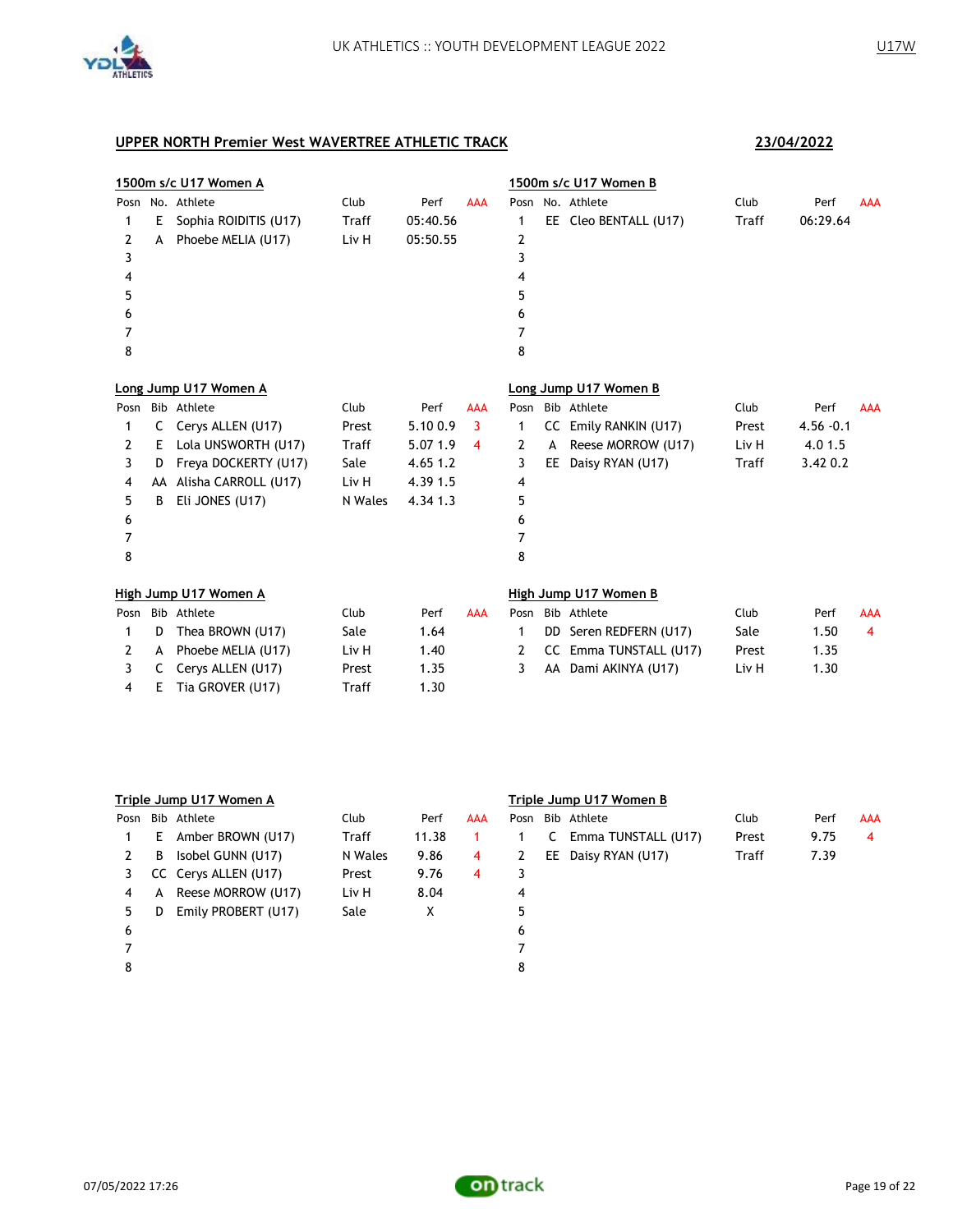## UPPER NORTH Premier West WAVERTREE ATHLETIC TRACK

**23/04/2022**

### 1500m s/c U17 Women A

| Posn | No. | Athlete | Club | Perf | AAA |
|---|---|---|---|---|---|
| 1 | E | Sophia ROIDITIS (U17) | Traff | 05:40.56 | |
| 2 | A | Phoebe MELIA (U17) | Liv H | 05:50.55 | |
| 3 | | | | | |
| 4 | | | | | |
| 5 | | | | | |
| 6 | | | | | |
| 7 | | | | | |
| 8 | | | | | |

### 1500m s/c U17 Women B

| Posn | No. | Athlete | Club | Perf | AAA |
|---|---|---|---|---|---|
| 1 | EE | Cleo BENTALL (U17) | Traff | 06:29.64 | |
| 2 | | | | | |
| 3 | | | | | |
| 4 | | | | | |
| 5 | | | | | |
| 6 | | | | | |
| 7 | | | | | |
| 8 | | | | | |

### Long Jump U17 Women A

| Posn | Bib | Athlete | Club | Perf | AAA |
|---|---|---|---|---|---|
| 1 | C | Cerys ALLEN (U17) | Prest | 5.10 0.9 | 3 |
| 2 | E | Lola UNSWORTH (U17) | Traff | 5.07 1.9 | 4 |
| 3 | D | Freya DOCKERTY (U17) | Sale | 4.65 1.2 | |
| 4 | AA | Alisha CARROLL (U17) | Liv H | 4.39 1.5 | |
| 5 | B | Eli JONES (U17) | N Wales | 4.34 1.3 | |
| 6 | | | | | |
| 7 | | | | | |
| 8 | | | | | |

### Long Jump U17 Women B

| Posn | Bib | Athlete | Club | Perf | AAA |
|---|---|---|---|---|---|
| 1 | CC | Emily RANKIN (U17) | Prest | 4.56 -0.1 | |
| 2 | A | Reese MORROW (U17) | Liv H | 4.0 1.5 | |
| 3 | EE | Daisy RYAN (U17) | Traff | 3.42 0.2 | |
| 4 | | | | | |
| 5 | | | | | |
| 6 | | | | | |
| 7 | | | | | |
| 8 | | | | | |

### High Jump U17 Women A

| Posn | Bib | Athlete | Club | Perf | AAA |
|---|---|---|---|---|---|
| 1 | D | Thea BROWN (U17) | Sale | 1.64 | |
| 2 | A | Phoebe MELIA (U17) | Liv H | 1.40 | |
| 3 | C | Cerys ALLEN (U17) | Prest | 1.35 | |
| 4 | E | Tia GROVER (U17) | Traff | 1.30 | |

### High Jump U17 Women B

| Posn | Bib | Athlete | Club | Perf | AAA |
|---|---|---|---|---|---|
| 1 | DD | Seren REDFERN (U17) | Sale | 1.50 | 4 |
| 2 | CC | Emma TUNSTALL (U17) | Prest | 1.35 | |
| 3 | AA | Dami AKINYA (U17) | Liv H | 1.30 | |

### Triple Jump U17 Women A

| Posn | Bib | Athlete | Club | Perf | AAA |
|---|---|---|---|---|---|
| 1 | E | Amber BROWN (U17) | Traff | 11.38 | 1 |
| 2 | B | Isobel GUNN (U17) | N Wales | 9.86 | 4 |
| 3 | CC | Cerys ALLEN (U17) | Prest | 9.76 | 4 |
| 4 | A | Reese MORROW (U17) | Liv H | 8.04 | |
| 5 | D | Emily PROBERT (U17) | Sale | X | |
| 6 | | | | | |
| 7 | | | | | |
| 8 | | | | | |

### Triple Jump U17 Women B

| Posn | Bib | Athlete | Club | Perf | AAA |
|---|---|---|---|---|---|
| 1 | C | Emma TUNSTALL (U17) | Prest | 9.75 | 4 |
| 2 | EE | Daisy RYAN (U17) | Traff | 7.39 | |
| 3 | | | | | |
| 4 | | | | | |
| 5 | | | | | |
| 6 | | | | | |
| 7 | | | | | |
| 8 | | | | | |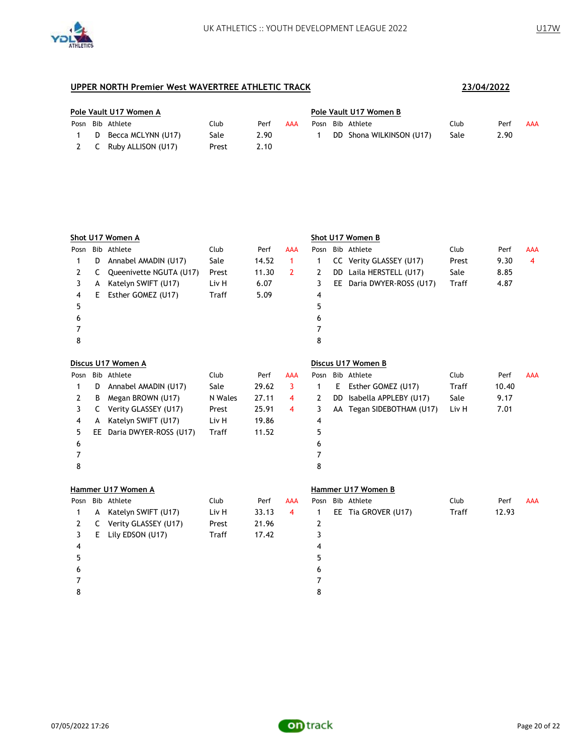## UPPER NORTH Premier West WAVERTREE ATHLETIC TRACK

**23/04/2022**

### Pole Vault U17 Women A

| Posn | Bib | Athlete | Club | Perf | AAA |
|---|---|---|---|---|---|
| 1 | D | Becca MCLYNN (U17) | Sale | 2.90 | |
| 2 | C | Ruby ALLISON (U17) | Prest | 2.10 | |

### Pole Vault U17 Women B

| Posn | Bib | Athlete | Club | Perf | AAA |
|---|---|---|---|---|---|
| 1 | DD | Shona WILKINSON (U17) | Sale | 2.90 | |

### Shot U17 Women A

| Posn | Bib | Athlete | Club | Perf | AAA |
|---|---|---|---|---|---|
| 1 | D | Annabel AMADIN (U17) | Sale | 14.52 | 1 |
| 2 | C | Queenivette NGUTA (U17) | Prest | 11.30 | 2 |
| 3 | A | Katelyn SWIFT (U17) | Liv H | 6.07 | |
| 4 | E | Esther GOMEZ (U17) | Traff | 5.09 | |
| 5 | | | | | |
| 6 | | | | | |
| 7 | | | | | |
| 8 | | | | | |

### Shot U17 Women B

| Posn | Bib | Athlete | Club | Perf | AAA |
|---|---|---|---|---|---|
| 1 | CC | Verity GLASSEY (U17) | Prest | 9.30 | 4 |
| 2 | DD | Laila HERSTELL (U17) | Sale | 8.85 | |
| 3 | EE | Daria DWYER-ROSS (U17) | Traff | 4.87 | |
| 4 | | | | | |
| 5 | | | | | |
| 6 | | | | | |
| 7 | | | | | |
| 8 | | | | | |

### Discus U17 Women A

| Posn | Bib | Athlete | Club | Perf | AAA |
|---|---|---|---|---|---|
| 1 | D | Annabel AMADIN (U17) | Sale | 29.62 | 3 |
| 2 | B | Megan BROWN (U17) | N Wales | 27.11 | 4 |
| 3 | C | Verity GLASSEY (U17) | Prest | 25.91 | 4 |
| 4 | A | Katelyn SWIFT (U17) | Liv H | 19.86 | |
| 5 | EE | Daria DWYER-ROSS (U17) | Traff | 11.52 | |
| 6 | | | | | |
| 7 | | | | | |
| 8 | | | | | |

### Discus U17 Women B

| Posn | Bib | Athlete | Club | Perf | AAA |
|---|---|---|---|---|---|
| 1 | E | Esther GOMEZ (U17) | Traff | 10.40 | |
| 2 | DD | Isabella APPLEBY (U17) | Sale | 9.17 | |
| 3 | AA | Tegan SIDEBOTHAM (U17) | Liv H | 7.01 | |
| 4 | | | | | |
| 5 | | | | | |
| 6 | | | | | |
| 7 | | | | | |
| 8 | | | | | |

### Hammer U17 Women A

| Posn | Bib | Athlete | Club | Perf | AAA |
|---|---|---|---|---|---|
| 1 | A | Katelyn SWIFT (U17) | Liv H | 33.13 | 4 |
| 2 | C | Verity GLASSEY (U17) | Prest | 21.96 | |
| 3 | E | Lily EDSON (U17) | Traff | 17.42 | |
| 4 | | | | | |
| 5 | | | | | |
| 6 | | | | | |
| 7 | | | | | |
| 8 | | | | | |

### Hammer U17 Women B

| Posn | Bib | Athlete | Club | Perf | AAA |
|---|---|---|---|---|---|
| 1 | EE | Tia GROVER (U17) | Traff | 12.93 | |
| 2 | | | | | |
| 3 | | | | | |
| 4 | | | | | |
| 5 | | | | | |
| 6 | | | | | |
| 7 | | | | | |
| 8 | | | | | |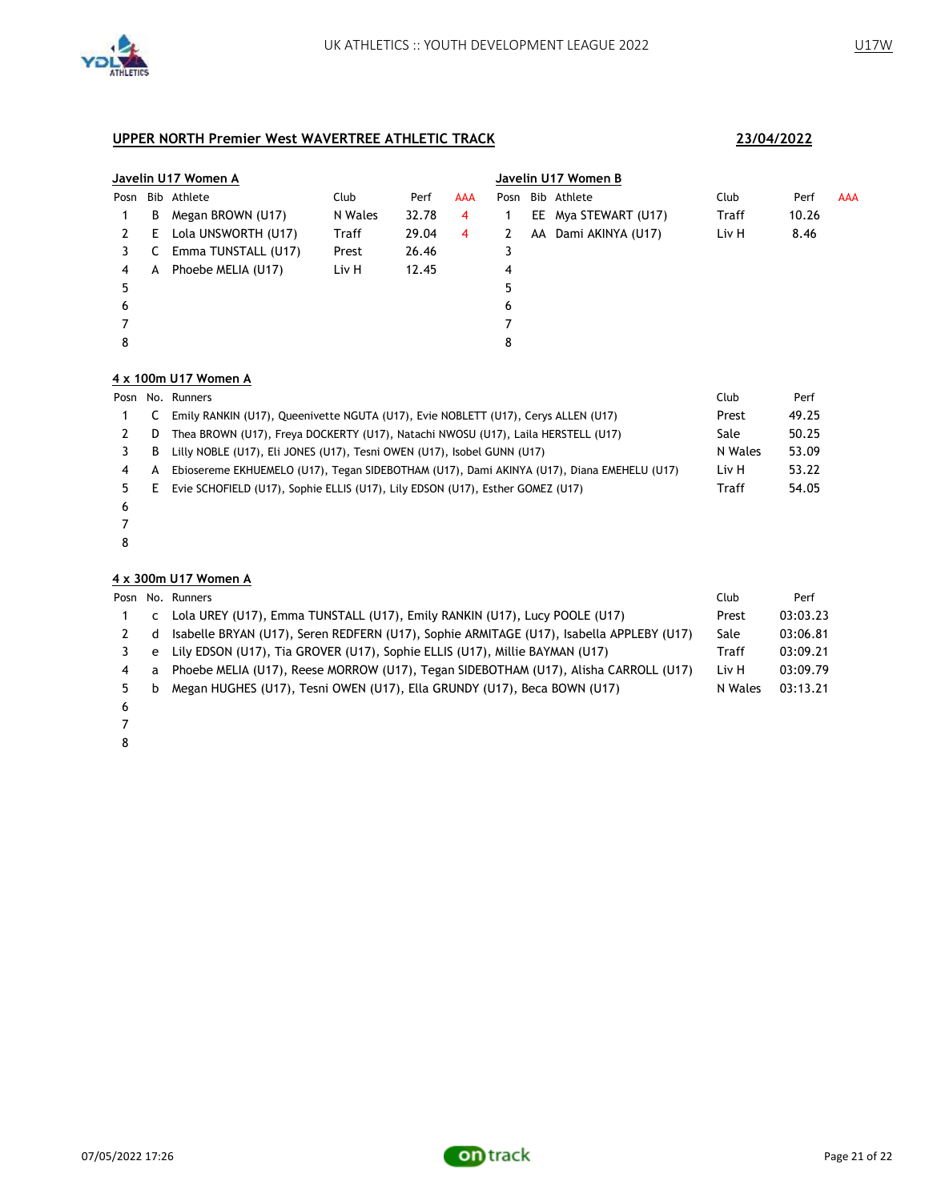## UPPER NORTH Premier West WAVERTREE ATHLETIC TRACK

**23/04/2022**

### Javelin U17 Women A

| Posn | Bib | Athlete | Club | Perf | AAA |
|---|---|---|---|---|---|
| 1 | B | Megan BROWN (U17) | N Wales | 32.78 | 4 |
| 2 | E | Lola UNSWORTH (U17) | Traff | 29.04 | 4 |
| 3 | C | Emma TUNSTALL (U17) | Prest | 26.46 | |
| 4 | A | Phoebe MELIA (U17) | Liv H | 12.45 | |
| 5 | | | | | |
| 6 | | | | | |
| 7 | | | | | |
| 8 | | | | | |

### Javelin U17 Women B

| Posn | Bib | Athlete | Club | Perf | AAA |
|---|---|---|---|---|---|
| 1 | EE | Mya STEWART (U17) | Traff | 10.26 | |
| 2 | AA | Dami AKINYA (U17) | Liv H | 8.46 | |
| 3 | | | | | |
| 4 | | | | | |
| 5 | | | | | |
| 6 | | | | | |
| 7 | | | | | |
| 8 | | | | | |

### 4 x 100m U17 Women A

| Posn | No. | Runners | Club | Perf |
|---|---|---|---|---|
| 1 | C | Emily RANKIN (U17), Queenivette NGUTA (U17), Evie NOBLETT (U17), Cerys ALLEN (U17) | Prest | 49.25 |
| 2 | D | Thea BROWN (U17), Freya DOCKERTY (U17), Natachi NWOSU (U17), Laila HERSTELL (U17) | Sale | 50.25 |
| 3 | B | Lilly NOBLE (U17), Eli JONES (U17), Tesni OWEN (U17), Isobel GUNN (U17) | N Wales | 53.09 |
| 4 | A | Ebiosereme EKHUEMELO (U17), Tegan SIDEBOTHAM (U17), Dami AKINYA (U17), Diana EMEHELU (U17) | Liv H | 53.22 |
| 5 | E | Evie SCHOFIELD (U17), Sophie ELLIS (U17), Lily EDSON (U17), Esther GOMEZ (U17) | Traff | 54.05 |
| 6 | | | | |
| 7 | | | | |
| 8 | | | | |

### 4 x 300m U17 Women A

| Posn | No. | Runners | Club | Perf |
|---|---|---|---|---|
| 1 | c | Lola UREY (U17), Emma TUNSTALL (U17), Emily RANKIN (U17), Lucy POOLE (U17) | Prest | 03:03.23 |
| 2 | d | Isabelle BRYAN (U17), Seren REDFERN (U17), Sophie ARMITAGE (U17), Isabella APPLEBY (U17) | Sale | 03:06.81 |
| 3 | e | Lily EDSON (U17), Tia GROVER (U17), Sophie ELLIS (U17), Millie BAYMAN (U17) | Traff | 03:09.21 |
| 4 | a | Phoebe MELIA (U17), Reese MORROW (U17), Tegan SIDEBOTHAM (U17), Alisha CARROLL (U17) | Liv H | 03:09.79 |
| 5 | b | Megan HUGHES (U17), Tesni OWEN (U17), Ella GRUNDY (U17), Beca BOWN (U17) | N Wales | 03:13.21 |
| 6 | | | | |
| 7 | | | | |
| 8 | | | | |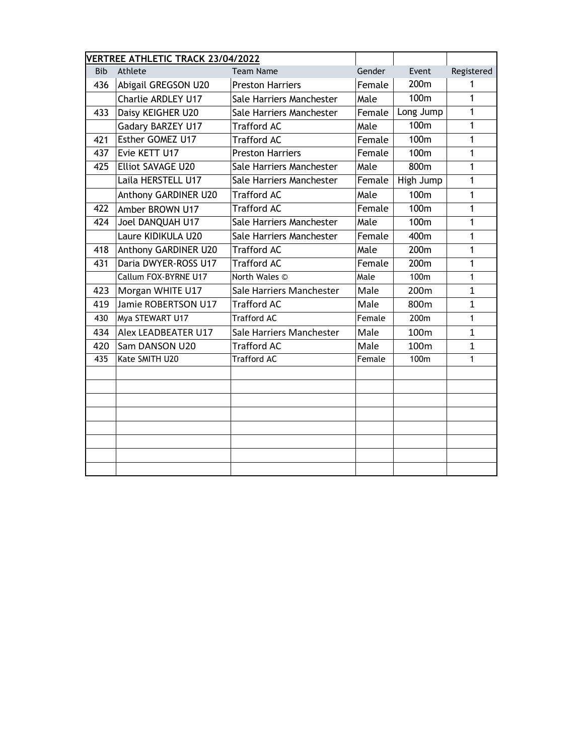| VERTREE ATHLETIC TRACK 23/04/2022 | | | | | |
|---|---|---|---|---|---|
| Bib | Athlete | Team Name | Gender | Event | Registered |
| 436 | Abigail GREGSON U20 | Preston Harriers | Female | 200m | 1 |
| | Charlie ARDLEY U17 | Sale Harriers Manchester | Male | 100m | 1 |
| 433 | Daisy KEIGHER U20 | Sale Harriers Manchester | Female | Long Jump | 1 |
| | Gadary BARZEY U17 | Trafford AC | Male | 100m | 1 |
| 421 | Esther GOMEZ U17 | Trafford AC | Female | 100m | 1 |
| 437 | Evie KETT U17 | Preston Harriers | Female | 100m | 1 |
| 425 | Elliot SAVAGE U20 | Sale Harriers Manchester | Male | 800m | 1 |
| | Laila HERSTELL U17 | Sale Harriers Manchester | Female | High Jump | 1 |
| | Anthony GARDINER U20 | Trafford AC | Male | 100m | 1 |
| 422 | Amber BROWN U17 | Trafford AC | Female | 100m | 1 |
| 424 | Joel DANQUAH U17 | Sale Harriers Manchester | Male | 100m | 1 |
| | Laure KIDIKULA U20 | Sale Harriers Manchester | Female | 400m | 1 |
| 418 | Anthony GARDINER U20 | Trafford AC | Male | 200m | 1 |
| 431 | Daria DWYER-ROSS U17 | Trafford AC | Female | 200m | 1 |
| | Callum FOX-BYRNE U17 | North Wales © | Male | 100m | 1 |
| 423 | Morgan WHITE U17 | Sale Harriers Manchester | Male | 200m | 1 |
| 419 | Jamie ROBERTSON U17 | Trafford AC | Male | 800m | 1 |
| 430 | Mya STEWART U17 | Trafford AC | Female | 200m | 1 |
| 434 | Alex LEADBEATER U17 | Sale Harriers Manchester | Male | 100m | 1 |
| 420 | Sam DANSON U20 | Trafford AC | Male | 100m | 1 |
| 435 | Kate SMITH U20 | Trafford AC | Female | 100m | 1 |